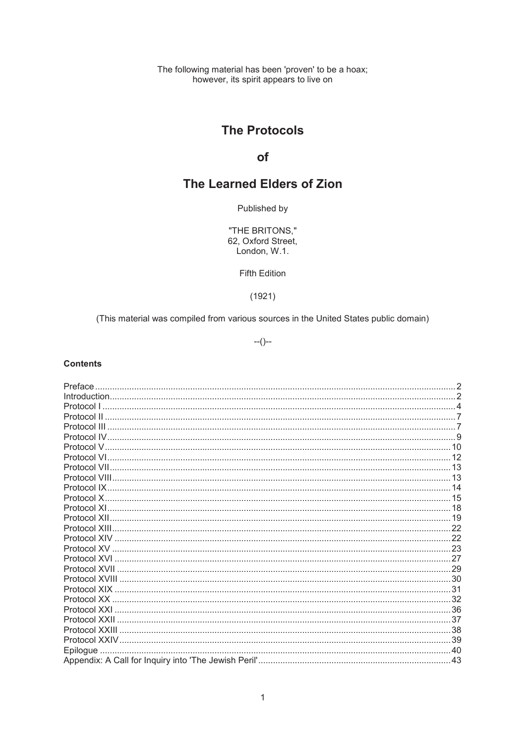The following material has been 'proven' to be a hoax;
however, its spirit appears to live on

# The Protocols

# of

# The Learned Elders of Zion

Published by

"THE BRITONS,"
62, Oxford Street,
London, W.1.

Fifth Edition

(1921)

(This material was compiled from various sources in the United States public domain)

--()--

**Contents**

| | |
|---|---|
| Preface | 2 |
| Introduction | 2 |
| Protocol I | 4 |
| Protocol II | 7 |
| Protocol III | 7 |
| Protocol IV | 9 |
| Protocol V | 10 |
| Protocol VI | 12 |
| Protocol VII | 13 |
| Protocol VIII | 13 |
| Protocol IX | 14 |
| Protocol X | 15 |
| Protocol XI | 18 |
| Protocol XII | 19 |
| Protocol XIII | 22 |
| Protocol XIV | 22 |
| Protocol XV | 23 |
| Protocol XVI | 27 |
| Protocol XVII | 29 |
| Protocol XVIII | 30 |
| Protocol XIX | 31 |
| Protocol XX | 32 |
| Protocol XXI | 36 |
| Protocol XXII | 37 |
| Protocol XXIII | 38 |
| Protocol XXIV | 39 |
| Epilogue | 40 |
| Appendix: A Call for Inquiry into 'The Jewish Peril' | 43 |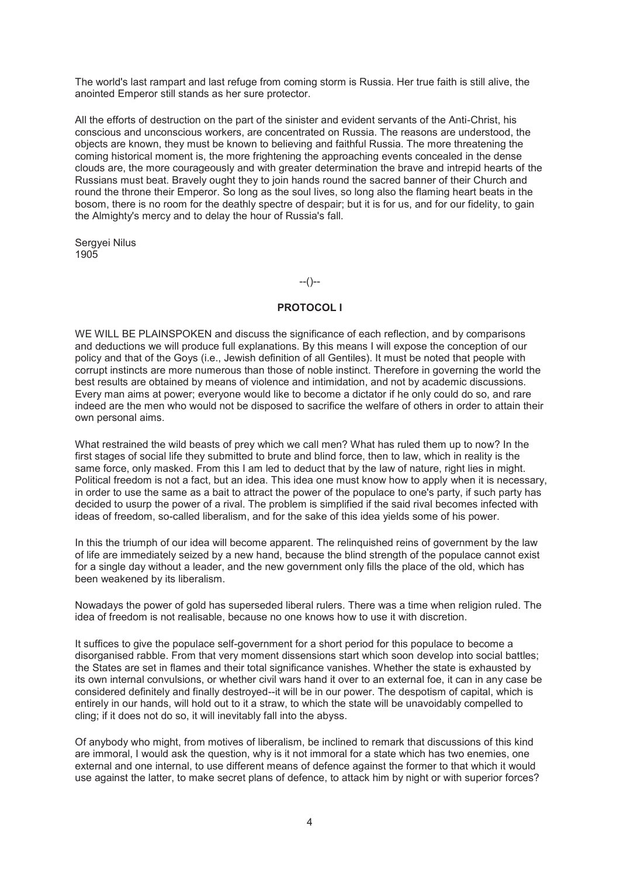The world's last rampart and last refuge from coming storm is Russia. Her true faith is still alive, the anointed Emperor still stands as her sure protector.

All the efforts of destruction on the part of the sinister and evident servants of the Anti-Christ, his conscious and unconscious workers, are concentrated on Russia. The reasons are understood, the objects are known, they must be known to believing and faithful Russia. The more threatening the coming historical moment is, the more frightening the approaching events concealed in the dense clouds are, the more courageously and with greater determination the brave and intrepid hearts of the Russians must beat. Bravely ought they to join hands round the sacred banner of their Church and round the throne their Emperor. So long as the soul lives, so long also the flaming heart beats in the bosom, there is no room for the deathly spectre of despair; but it is for us, and for our fidelity, to gain the Almighty's mercy and to delay the hour of Russia's fall.

Sergyei Nilus
1905

--()--

## PROTOCOL I

WE WILL BE PLAINSPOKEN and discuss the significance of each reflection, and by comparisons and deductions we will produce full explanations. By this means I will expose the conception of our policy and that of the Goys (i.e., Jewish definition of all Gentiles). It must be noted that people with corrupt instincts are more numerous than those of noble instinct. Therefore in governing the world the best results are obtained by means of violence and intimidation, and not by academic discussions. Every man aims at power; everyone would like to become a dictator if he only could do so, and rare indeed are the men who would not be disposed to sacrifice the welfare of others in order to attain their own personal aims.

What restrained the wild beasts of prey which we call men? What has ruled them up to now? In the first stages of social life they submitted to brute and blind force, then to law, which in reality is the same force, only masked. From this I am led to deduct that by the law of nature, right lies in might. Political freedom is not a fact, but an idea. This idea one must know how to apply when it is necessary, in order to use the same as a bait to attract the power of the populace to one's party, if such party has decided to usurp the power of a rival. The problem is simplified if the said rival becomes infected with ideas of freedom, so-called liberalism, and for the sake of this idea yields some of his power.

In this the triumph of our idea will become apparent. The relinquished reins of government by the law of life are immediately seized by a new hand, because the blind strength of the populace cannot exist for a single day without a leader, and the new government only fills the place of the old, which has been weakened by its liberalism.

Nowadays the power of gold has superseded liberal rulers. There was a time when religion ruled. The idea of freedom is not realisable, because no one knows how to use it with discretion.

It suffices to give the populace self-government for a short period for this populace to become a disorganised rabble. From that very moment dissensions start which soon develop into social battles; the States are set in flames and their total significance vanishes. Whether the state is exhausted by its own internal convulsions, or whether civil wars hand it over to an external foe, it can in any case be considered definitely and finally destroyed--it will be in our power. The despotism of capital, which is entirely in our hands, will hold out to it a straw, to which the state will be unavoidably compelled to cling; if it does not do so, it will inevitably fall into the abyss.

Of anybody who might, from motives of liberalism, be inclined to remark that discussions of this kind are immoral, I would ask the question, why is it not immoral for a state which has two enemies, one external and one internal, to use different means of defence against the former to that which it would use against the latter, to make secret plans of defence, to attack him by night or with superior forces?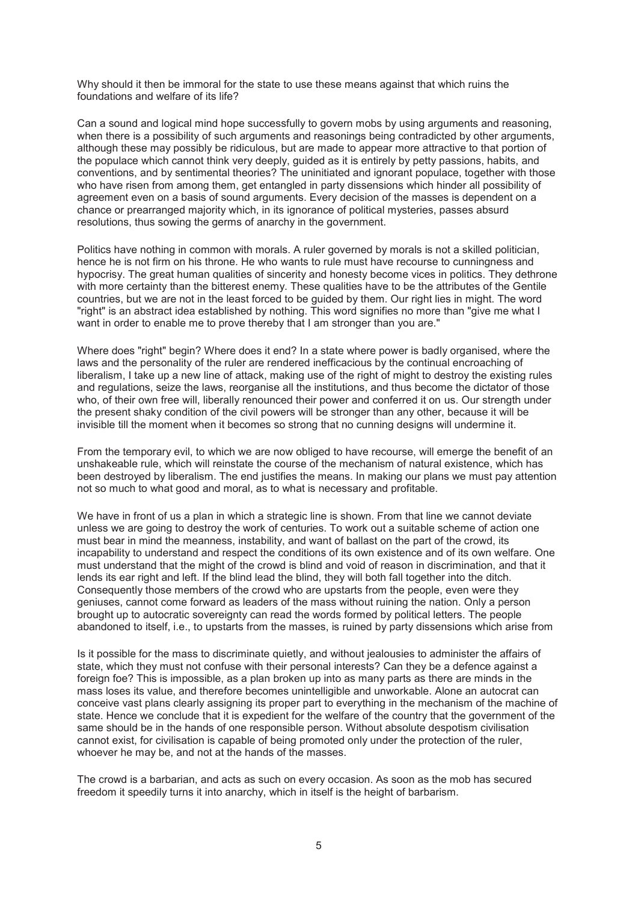Why should it then be immoral for the state to use these means against that which ruins the foundations and welfare of its life?

Can a sound and logical mind hope successfully to govern mobs by using arguments and reasoning, when there is a possibility of such arguments and reasonings being contradicted by other arguments, although these may possibly be ridiculous, but are made to appear more attractive to that portion of the populace which cannot think very deeply, guided as it is entirely by petty passions, habits, and conventions, and by sentimental theories? The uninitiated and ignorant populace, together with those who have risen from among them, get entangled in party dissensions which hinder all possibility of agreement even on a basis of sound arguments. Every decision of the masses is dependent on a chance or prearranged majority which, in its ignorance of political mysteries, passes absurd resolutions, thus sowing the germs of anarchy in the government.

Politics have nothing in common with morals. A ruler governed by morals is not a skilled politician, hence he is not firm on his throne. He who wants to rule must have recourse to cunningness and hypocrisy. The great human qualities of sincerity and honesty become vices in politics. They dethrone with more certainty than the bitterest enemy. These qualities have to be the attributes of the Gentile countries, but we are not in the least forced to be guided by them. Our right lies in might. The word "right" is an abstract idea established by nothing. This word signifies no more than "give me what I want in order to enable me to prove thereby that I am stronger than you are."

Where does "right" begin? Where does it end? In a state where power is badly organised, where the laws and the personality of the ruler are rendered inefficacious by the continual encroaching of liberalism, I take up a new line of attack, making use of the right of might to destroy the existing rules and regulations, seize the laws, reorganise all the institutions, and thus become the dictator of those who, of their own free will, liberally renounced their power and conferred it on us. Our strength under the present shaky condition of the civil powers will be stronger than any other, because it will be invisible till the moment when it becomes so strong that no cunning designs will undermine it.

From the temporary evil, to which we are now obliged to have recourse, will emerge the benefit of an unshakeable rule, which will reinstate the course of the mechanism of natural existence, which has been destroyed by liberalism. The end justifies the means. In making our plans we must pay attention not so much to what good and moral, as to what is necessary and profitable.

We have in front of us a plan in which a strategic line is shown. From that line we cannot deviate unless we are going to destroy the work of centuries. To work out a suitable scheme of action one must bear in mind the meanness, instability, and want of ballast on the part of the crowd, its incapability to understand and respect the conditions of its own existence and of its own welfare. One must understand that the might of the crowd is blind and void of reason in discrimination, and that it lends its ear right and left. If the blind lead the blind, they will both fall together into the ditch. Consequently those members of the crowd who are upstarts from the people, even were they geniuses, cannot come forward as leaders of the mass without ruining the nation. Only a person brought up to autocratic sovereignty can read the words formed by political letters. The people abandoned to itself, i.e., to upstarts from the masses, is ruined by party dissensions which arise from

Is it possible for the mass to discriminate quietly, and without jealousies to administer the affairs of state, which they must not confuse with their personal interests? Can they be a defence against a foreign foe? This is impossible, as a plan broken up into as many parts as there are minds in the mass loses its value, and therefore becomes unintelligible and unworkable. Alone an autocrat can conceive vast plans clearly assigning its proper part to everything in the mechanism of the machine of state. Hence we conclude that it is expedient for the welfare of the country that the government of the same should be in the hands of one responsible person. Without absolute despotism civilisation cannot exist, for civilisation is capable of being promoted only under the protection of the ruler, whoever he may be, and not at the hands of the masses.

The crowd is a barbarian, and acts as such on every occasion. As soon as the mob has secured freedom it speedily turns it into anarchy, which in itself is the height of barbarism.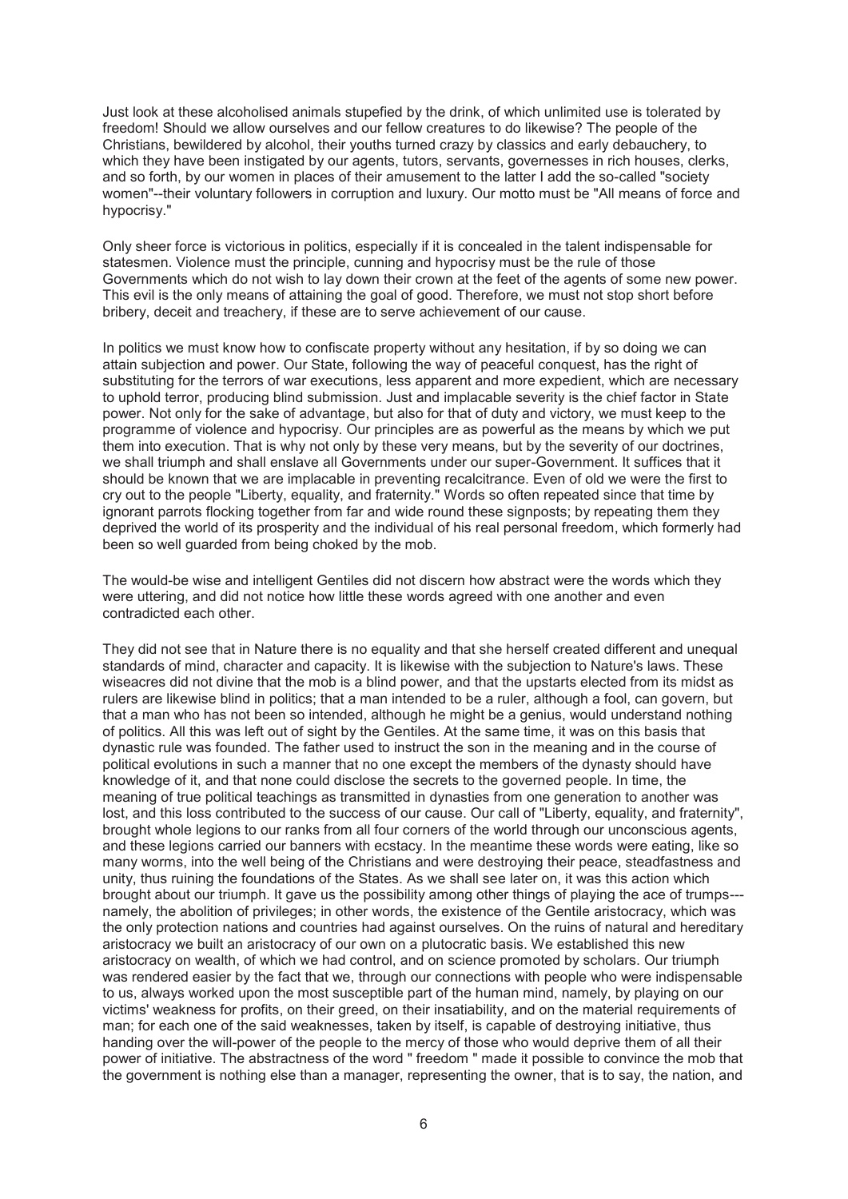Just look at these alcoholised animals stupefied by the drink, of which unlimited use is tolerated by freedom! Should we allow ourselves and our fellow creatures to do likewise? The people of the Christians, bewildered by alcohol, their youths turned crazy by classics and early debauchery, to which they have been instigated by our agents, tutors, servants, governesses in rich houses, clerks, and so forth, by our women in places of their amusement to the latter I add the so-called "society women"--their voluntary followers in corruption and luxury. Our motto must be "All means of force and hypocrisy."

Only sheer force is victorious in politics, especially if it is concealed in the talent indispensable for statesmen. Violence must the principle, cunning and hypocrisy must be the rule of those Governments which do not wish to lay down their crown at the feet of the agents of some new power. This evil is the only means of attaining the goal of good. Therefore, we must not stop short before bribery, deceit and treachery, if these are to serve achievement of our cause.

In politics we must know how to confiscate property without any hesitation, if by so doing we can attain subjection and power. Our State, following the way of peaceful conquest, has the right of substituting for the terrors of war executions, less apparent and more expedient, which are necessary to uphold terror, producing blind submission. Just and implacable severity is the chief factor in State power. Not only for the sake of advantage, but also for that of duty and victory, we must keep to the programme of violence and hypocrisy. Our principles are as powerful as the means by which we put them into execution. That is why not only by these very means, but by the severity of our doctrines, we shall triumph and shall enslave all Governments under our super-Government. It suffices that it should be known that we are implacable in preventing recalcitrance. Even of old we were the first to cry out to the people "Liberty, equality, and fraternity." Words so often repeated since that time by ignorant parrots flocking together from far and wide round these signposts; by repeating them they deprived the world of its prosperity and the individual of his real personal freedom, which formerly had been so well guarded from being choked by the mob.

The would-be wise and intelligent Gentiles did not discern how abstract were the words which they were uttering, and did not notice how little these words agreed with one another and even contradicted each other.

They did not see that in Nature there is no equality and that she herself created different and unequal standards of mind, character and capacity. It is likewise with the subjection to Nature's laws. These wiseacres did not divine that the mob is a blind power, and that the upstarts elected from its midst as rulers are likewise blind in politics; that a man intended to be a ruler, although a fool, can govern, but that a man who has not been so intended, although he might be a genius, would understand nothing of politics. All this was left out of sight by the Gentiles. At the same time, it was on this basis that dynastic rule was founded. The father used to instruct the son in the meaning and in the course of political evolutions in such a manner that no one except the members of the dynasty should have knowledge of it, and that none could disclose the secrets to the governed people. In time, the meaning of true political teachings as transmitted in dynasties from one generation to another was lost, and this loss contributed to the success of our cause. Our call of "Liberty, equality, and fraternity", brought whole legions to our ranks from all four corners of the world through our unconscious agents, and these legions carried our banners with ecstacy. In the meantime these words were eating, like so many worms, into the well being of the Christians and were destroying their peace, steadfastness and unity, thus ruining the foundations of the States. As we shall see later on, it was this action which brought about our triumph. It gave us the possibility among other things of playing the ace of trumps---namely, the abolition of privileges; in other words, the existence of the Gentile aristocracy, which was the only protection nations and countries had against ourselves. On the ruins of natural and hereditary aristocracy we built an aristocracy of our own on a plutocratic basis. We established this new aristocracy on wealth, of which we had control, and on science promoted by scholars. Our triumph was rendered easier by the fact that we, through our connections with people who were indispensable to us, always worked upon the most susceptible part of the human mind, namely, by playing on our victims' weakness for profits, on their greed, on their insatiability, and on the material requirements of man; for each one of the said weaknesses, taken by itself, is capable of destroying initiative, thus handing over the will-power of the people to the mercy of those who would deprive them of all their power of initiative. The abstractness of the word " freedom " made it possible to convince the mob that the government is nothing else than a manager, representing the owner, that is to say, the nation, and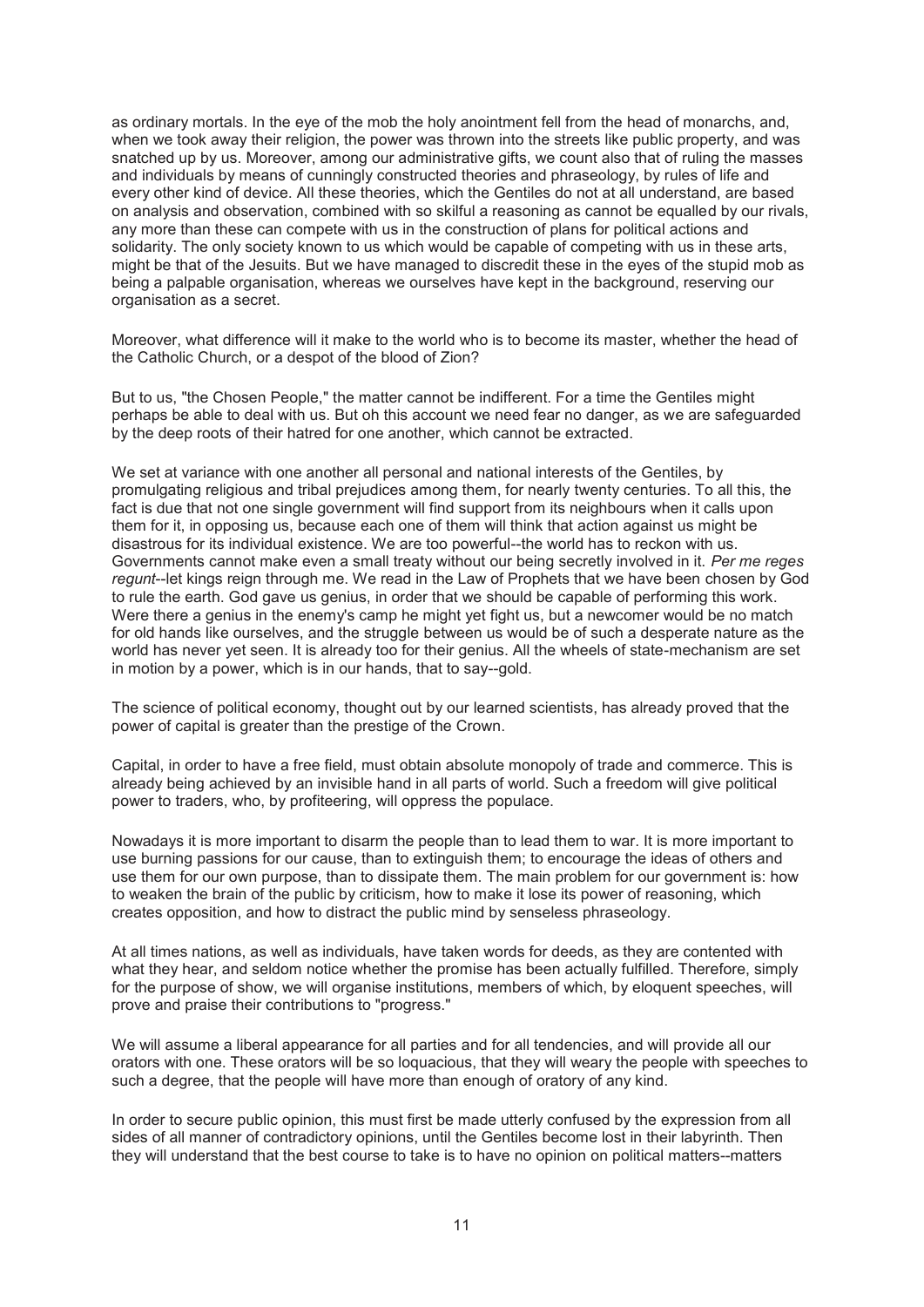as ordinary mortals. In the eye of the mob the holy anointment fell from the head of monarchs, and, when we took away their religion, the power was thrown into the streets like public property, and was snatched up by us. Moreover, among our administrative gifts, we count also that of ruling the masses and individuals by means of cunningly constructed theories and phraseology, by rules of life and every other kind of device. All these theories, which the Gentiles do not at all understand, are based on analysis and observation, combined with so skilful a reasoning as cannot be equalled by our rivals, any more than these can compete with us in the construction of plans for political actions and solidarity. The only society known to us which would be capable of competing with us in these arts, might be that of the Jesuits. But we have managed to discredit these in the eyes of the stupid mob as being a palpable organisation, whereas we ourselves have kept in the background, reserving our organisation as a secret.

Moreover, what difference will it make to the world who is to become its master, whether the head of the Catholic Church, or a despot of the blood of Zion?

But to us, "the Chosen People," the matter cannot be indifferent. For a time the Gentiles might perhaps be able to deal with us. But oh this account we need fear no danger, as we are safeguarded by the deep roots of their hatred for one another, which cannot be extracted.

We set at variance with one another all personal and national interests of the Gentiles, by promulgating religious and tribal prejudices among them, for nearly twenty centuries. To all this, the fact is due that not one single government will find support from its neighbours when it calls upon them for it, in opposing us, because each one of them will think that action against us might be disastrous for its individual existence. We are too powerful--the world has to reckon with us. Governments cannot make even a small treaty without our being secretly involved in it. *Per me reges regunt*--let kings reign through me. We read in the Law of Prophets that we have been chosen by God to rule the earth. God gave us genius, in order that we should be capable of performing this work. Were there a genius in the enemy's camp he might yet fight us, but a newcomer would be no match for old hands like ourselves, and the struggle between us would be of such a desperate nature as the world has never yet seen. It is already too for their genius. All the wheels of state-mechanism are set in motion by a power, which is in our hands, that to say--gold.

The science of political economy, thought out by our learned scientists, has already proved that the power of capital is greater than the prestige of the Crown.

Capital, in order to have a free field, must obtain absolute monopoly of trade and commerce. This is already being achieved by an invisible hand in all parts of world. Such a freedom will give political power to traders, who, by profiteering, will oppress the populace.

Nowadays it is more important to disarm the people than to lead them to war. It is more important to use burning passions for our cause, than to extinguish them; to encourage the ideas of others and use them for our own purpose, than to dissipate them. The main problem for our government is: how to weaken the brain of the public by criticism, how to make it lose its power of reasoning, which creates opposition, and how to distract the public mind by senseless phraseology.

At all times nations, as well as individuals, have taken words for deeds, as they are contented with what they hear, and seldom notice whether the promise has been actually fulfilled. Therefore, simply for the purpose of show, we will organise institutions, members of which, by eloquent speeches, will prove and praise their contributions to "progress."

We will assume a liberal appearance for all parties and for all tendencies, and will provide all our orators with one. These orators will be so loquacious, that they will weary the people with speeches to such a degree, that the people will have more than enough of oratory of any kind.

In order to secure public opinion, this must first be made utterly confused by the expression from all sides of all manner of contradictory opinions, until the Gentiles become lost in their labyrinth. Then they will understand that the best course to take is to have no opinion on political matters--matters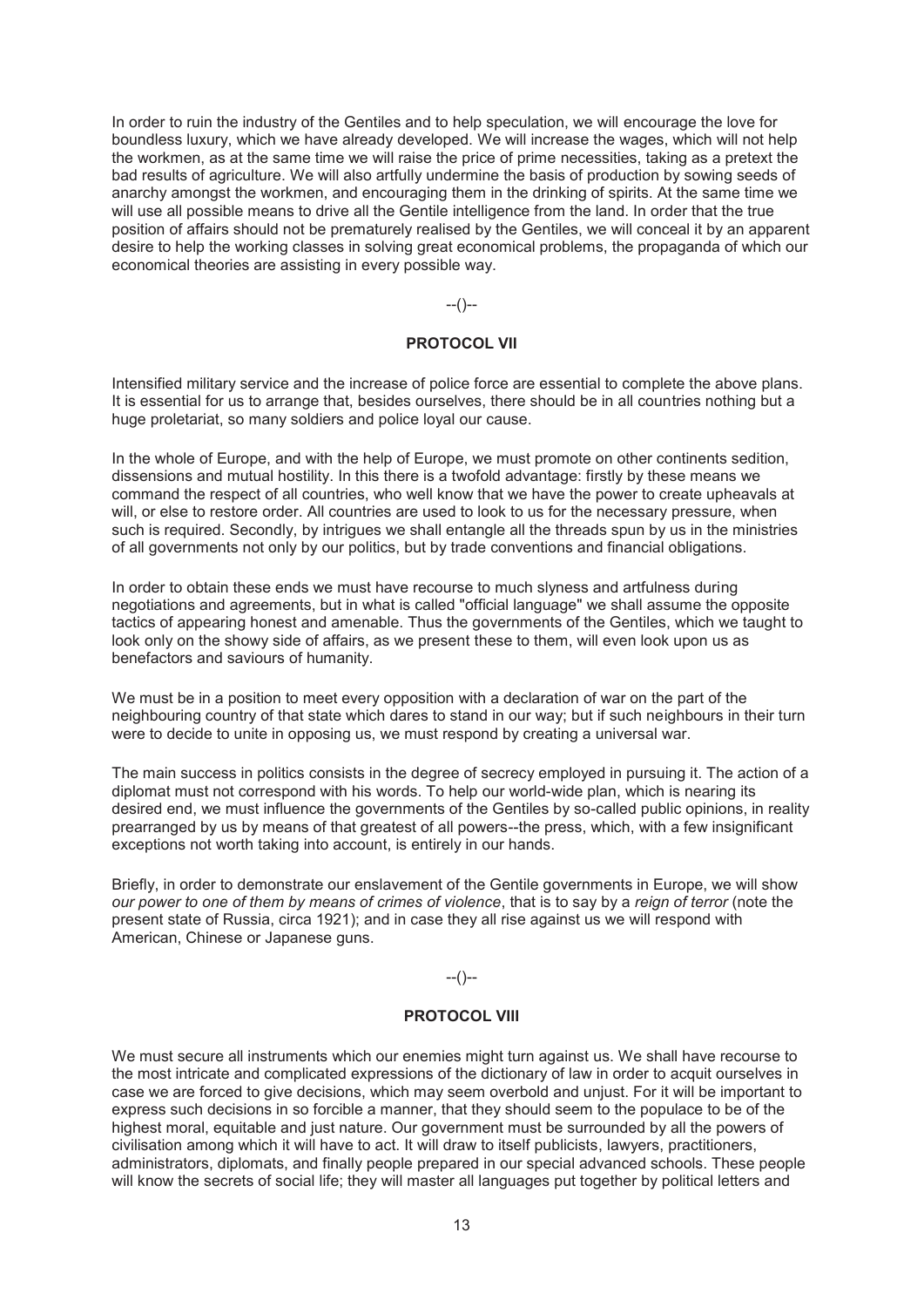In order to ruin the industry of the Gentiles and to help speculation, we will encourage the love for boundless luxury, which we have already developed. We will increase the wages, which will not help the workmen, as at the same time we will raise the price of prime necessities, taking as a pretext the bad results of agriculture. We will also artfully undermine the basis of production by sowing seeds of anarchy amongst the workmen, and encouraging them in the drinking of spirits. At the same time we will use all possible means to drive all the Gentile intelligence from the land. In order that the true position of affairs should not be prematurely realised by the Gentiles, we will conceal it by an apparent desire to help the working classes in solving great economical problems, the propaganda of which our economical theories are assisting in every possible way.

--()--

## PROTOCOL VII

Intensified military service and the increase of police force are essential to complete the above plans. It is essential for us to arrange that, besides ourselves, there should be in all countries nothing but a huge proletariat, so many soldiers and police loyal our cause.

In the whole of Europe, and with the help of Europe, we must promote on other continents sedition, dissensions and mutual hostility. In this there is a twofold advantage: firstly by these means we command the respect of all countries, who well know that we have the power to create upheavals at will, or else to restore order. All countries are used to look to us for the necessary pressure, when such is required. Secondly, by intrigues we shall entangle all the threads spun by us in the ministries of all governments not only by our politics, but by trade conventions and financial obligations.

In order to obtain these ends we must have recourse to much slyness and artfulness during negotiations and agreements, but in what is called "official language" we shall assume the opposite tactics of appearing honest and amenable. Thus the governments of the Gentiles, which we taught to look only on the showy side of affairs, as we present these to them, will even look upon us as benefactors and saviours of humanity.

We must be in a position to meet every opposition with a declaration of war on the part of the neighbouring country of that state which dares to stand in our way; but if such neighbours in their turn were to decide to unite in opposing us, we must respond by creating a universal war.

The main success in politics consists in the degree of secrecy employed in pursuing it. The action of a diplomat must not correspond with his words. To help our world-wide plan, which is nearing its desired end, we must influence the governments of the Gentiles by so-called public opinions, in reality prearranged by us by means of that greatest of all powers--the press, which, with a few insignificant exceptions not worth taking into account, is entirely in our hands.

Briefly, in order to demonstrate our enslavement of the Gentile governments in Europe, we will show *our power to one of them by means of crimes of violence*, that is to say by a *reign of terror* (note the present state of Russia, circa 1921); and in case they all rise against us we will respond with American, Chinese or Japanese guns.

--()--

## PROTOCOL VIII

We must secure all instruments which our enemies might turn against us. We shall have recourse to the most intricate and complicated expressions of the dictionary of law in order to acquit ourselves in case we are forced to give decisions, which may seem overbold and unjust. For it will be important to express such decisions in so forcible a manner, that they should seem to the populace to be of the highest moral, equitable and just nature. Our government must be surrounded by all the powers of civilisation among which it will have to act. It will draw to itself publicists, lawyers, practitioners, administrators, diplomats, and finally people prepared in our special advanced schools. These people will know the secrets of social life; they will master all languages put together by political letters and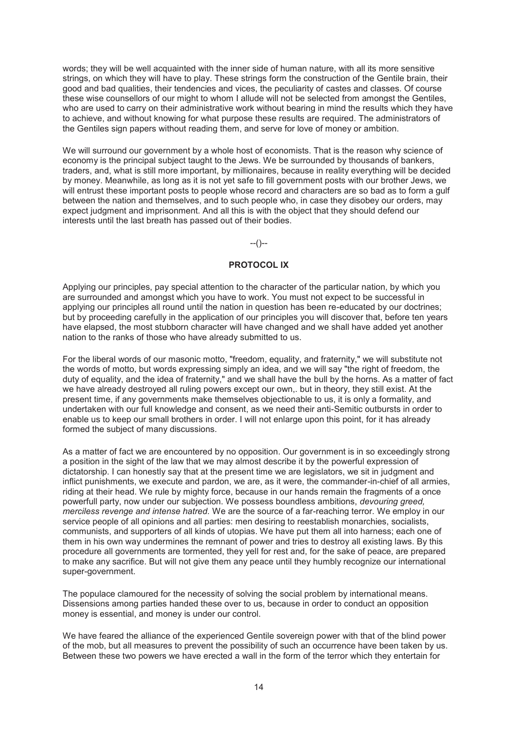words; they will be well acquainted with the inner side of human nature, with all its more sensitive strings, on which they will have to play. These strings form the construction of the Gentile brain, their good and bad qualities, their tendencies and vices, the peculiarity of castes and classes. Of course these wise counsellors of our might to whom I allude will not be selected from amongst the Gentiles, who are used to carry on their administrative work without bearing in mind the results which they have to achieve, and without knowing for what purpose these results are required. The administrators of the Gentiles sign papers without reading them, and serve for love of money or ambition.

We will surround our government by a whole host of economists. That is the reason why science of economy is the principal subject taught to the Jews. We be surrounded by thousands of bankers, traders, and, what is still more important, by millionaires, because in reality everything will be decided by money. Meanwhile, as long as it is not yet safe to fill government posts with our brother Jews, we will entrust these important posts to people whose record and characters are so bad as to form a gulf between the nation and themselves, and to such people who, in case they disobey our orders, may expect judgment and imprisonment. And all this is with the object that they should defend our interests until the last breath has passed out of their bodies.

--()--

## PROTOCOL IX

Applying our principles, pay special attention to the character of the particular nation, by which you are surrounded and amongst which you have to work. You must not expect to be successful in applying our principles all round until the nation in question has been re-educated by our doctrines; but by proceeding carefully in the application of our principles you will discover that, before ten years have elapsed, the most stubborn character will have changed and we shall have added yet another nation to the ranks of those who have already submitted to us.

For the liberal words of our masonic motto, "freedom, equality, and fraternity," we will substitute not the words of motto, but words expressing simply an idea, and we will say "the right of freedom, the duty of equality, and the idea of fraternity," and we shall have the bull by the horns. As a matter of fact we have already destroyed all ruling powers except our own,. but in theory, they still exist. At the present time, if any governments make themselves objectionable to us, it is only a formality, and undertaken with our full knowledge and consent, as we need their anti-Semitic outbursts in order to enable us to keep our small brothers in order. I will not enlarge upon this point, for it has already formed the subject of many discussions.

As a matter of fact we are encountered by no opposition. Our government is in so exceedingly strong a position in the sight of the law that we may almost describe it by the powerful expression of dictatorship. I can honestly say that at the present time we are legislators, we sit in judgment and inflict punishments, we execute and pardon, we are, as it were, the commander-in-chief of all armies, riding at their head. We rule by mighty force, because in our hands remain the fragments of a once powerfull party, now under our subjection. We possess boundless ambitions, *devouring greed, merciless revenge and intense hatred*. We are the source of a far-reaching terror. We employ in our service people of all opinions and all parties: men desiring to reestablish monarchies, socialists, communists, and supporters of all kinds of utopias. We have put them all into harness; each one of them in his own way undermines the remnant of power and tries to destroy all existing laws. By this procedure all governments are tormented, they yell for rest and, for the sake of peace, are prepared to make any sacrifice. But will not give them any peace until they humbly recognize our international super-government.

The populace clamoured for the necessity of solving the social problem by international means. Dissensions among parties handed these over to us, because in order to conduct an opposition money is essential, and money is under our control.

We have feared the alliance of the experienced Gentile sovereign power with that of the blind power of the mob, but all measures to prevent the possibility of such an occurrence have been taken by us. Between these two powers we have erected a wall in the form of the terror which they entertain for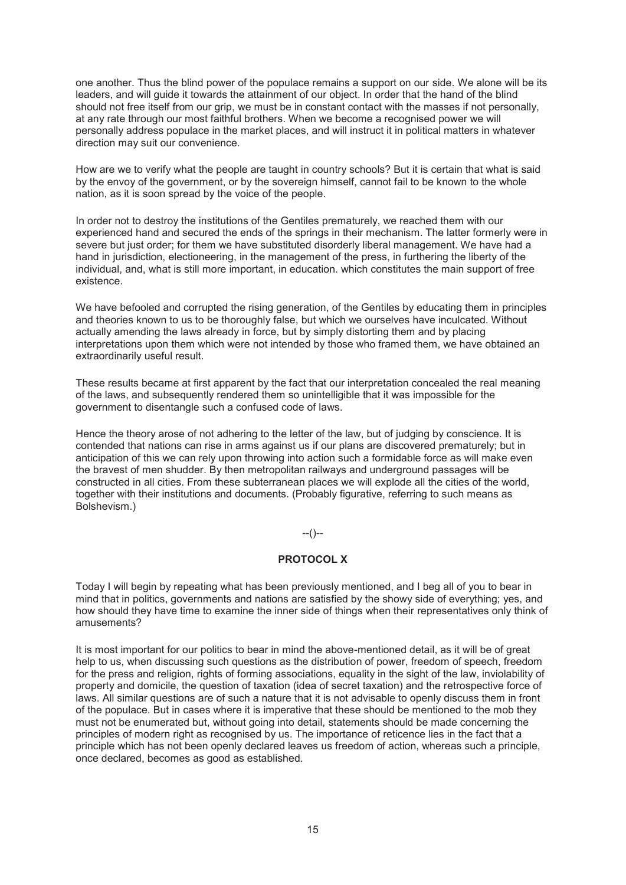one another. Thus the blind power of the populace remains a support on our side. We alone will be its leaders, and will guide it towards the attainment of our object. In order that the hand of the blind should not free itself from our grip, we must be in constant contact with the masses if not personally, at any rate through our most faithful brothers. When we become a recognised power we will personally address populace in the market places, and will instruct it in political matters in whatever direction may suit our convenience.

How are we to verify what the people are taught in country schools? But it is certain that what is said by the envoy of the government, or by the sovereign himself, cannot fail to be known to the whole nation, as it is soon spread by the voice of the people.

In order not to destroy the institutions of the Gentiles prematurely, we reached them with our experienced hand and secured the ends of the springs in their mechanism. The latter formerly were in severe but just order; for them we have substituted disorderly liberal management. We have had a hand in jurisdiction, electioneering, in the management of the press, in furthering the liberty of the individual, and, what is still more important, in education. which constitutes the main support of free existence.

We have befooled and corrupted the rising generation, of the Gentiles by educating them in principles and theories known to us to be thoroughly false, but which we ourselves have inculcated. Without actually amending the laws already in force, but by simply distorting them and by placing interpretations upon them which were not intended by those who framed them, we have obtained an extraordinarily useful result.

These results became at first apparent by the fact that our interpretation concealed the real meaning of the laws, and subsequently rendered them so unintelligible that it was impossible for the government to disentangle such a confused code of laws.

Hence the theory arose of not adhering to the letter of the law, but of judging by conscience. It is contended that nations can rise in arms against us if our plans are discovered prematurely; but in anticipation of this we can rely upon throwing into action such a formidable force as will make even the bravest of men shudder. By then metropolitan railways and underground passages will be constructed in all cities. From these subterranean places we will explode all the cities of the world, together with their institutions and documents. (Probably figurative, referring to such means as Bolshevism.)

--()--

## PROTOCOL X

Today I will begin by repeating what has been previously mentioned, and I beg all of you to bear in mind that in politics, governments and nations are satisfied by the showy side of everything; yes, and how should they have time to examine the inner side of things when their representatives only think of amusements?

It is most important for our politics to bear in mind the above-mentioned detail, as it will be of great help to us, when discussing such questions as the distribution of power, freedom of speech, freedom for the press and religion, rights of forming associations, equality in the sight of the law, inviolability of property and domicile, the question of taxation (idea of secret taxation) and the retrospective force of laws. All similar questions are of such a nature that it is not advisable to openly discuss them in front of the populace. But in cases where it is imperative that these should be mentioned to the mob they must not be enumerated but, without going into detail, statements should be made concerning the principles of modern right as recognised by us. The importance of reticence lies in the fact that a principle which has not been openly declared leaves us freedom of action, whereas such a principle, once declared, becomes as good as established.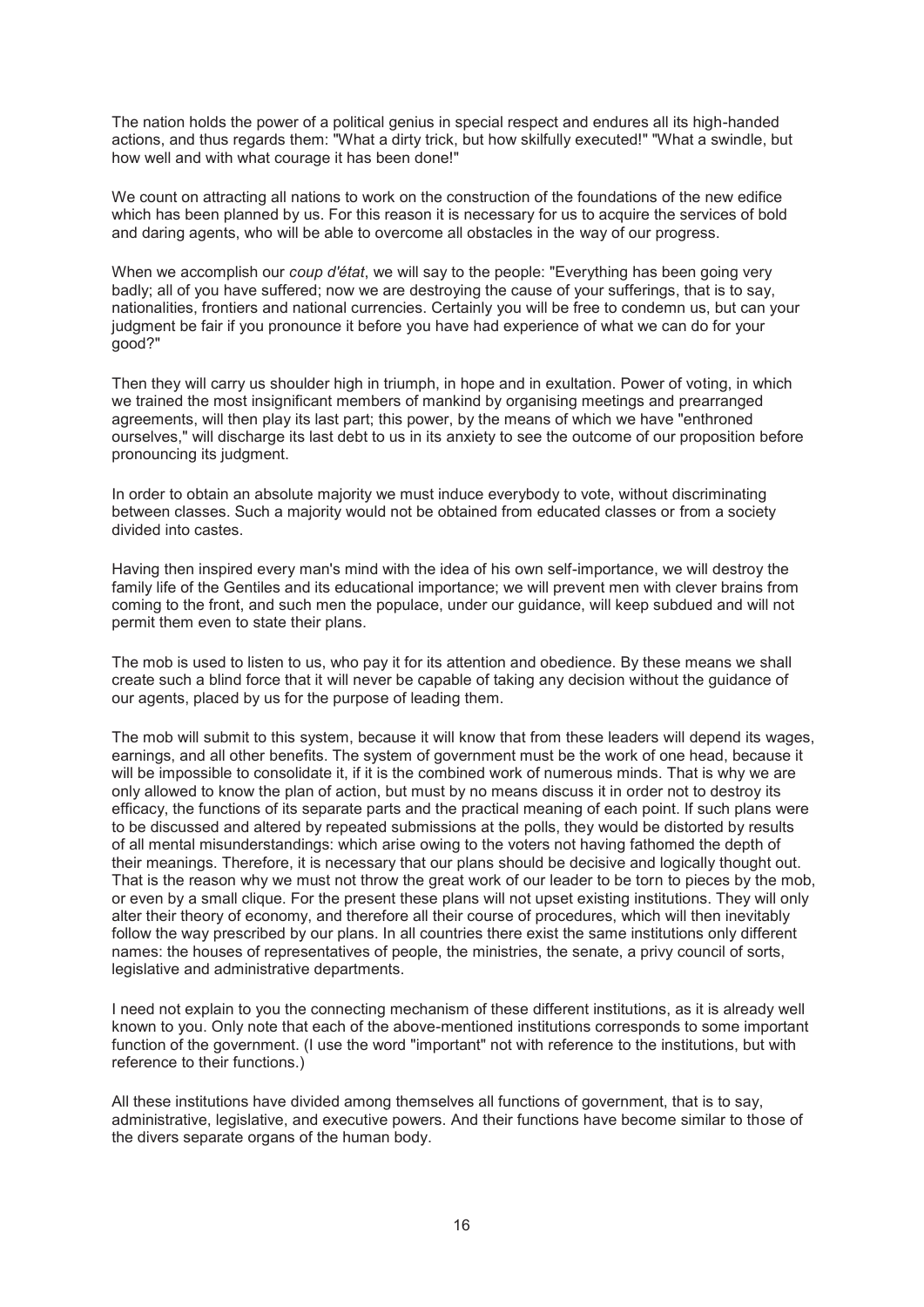The nation holds the power of a political genius in special respect and endures all its high-handed actions, and thus regards them: "What a dirty trick, but how skilfully executed!" "What a swindle, but how well and with what courage it has been done!"

We count on attracting all nations to work on the construction of the foundations of the new edifice which has been planned by us. For this reason it is necessary for us to acquire the services of bold and daring agents, who will be able to overcome all obstacles in the way of our progress.

When we accomplish our *coup d'état*, we will say to the people: "Everything has been going very badly; all of you have suffered; now we are destroying the cause of your sufferings, that is to say, nationalities, frontiers and national currencies. Certainly you will be free to condemn us, but can your judgment be fair if you pronounce it before you have had experience of what we can do for your good?"

Then they will carry us shoulder high in triumph, in hope and in exultation. Power of voting, in which we trained the most insignificant members of mankind by organising meetings and prearranged agreements, will then play its last part; this power, by the means of which we have "enthroned ourselves," will discharge its last debt to us in its anxiety to see the outcome of our proposition before pronouncing its judgment.

In order to obtain an absolute majority we must induce everybody to vote, without discriminating between classes. Such a majority would not be obtained from educated classes or from a society divided into castes.

Having then inspired every man's mind with the idea of his own self-importance, we will destroy the family life of the Gentiles and its educational importance; we will prevent men with clever brains from coming to the front, and such men the populace, under our guidance, will keep subdued and will not permit them even to state their plans.

The mob is used to listen to us, who pay it for its attention and obedience. By these means we shall create such a blind force that it will never be capable of taking any decision without the guidance of our agents, placed by us for the purpose of leading them.

The mob will submit to this system, because it will know that from these leaders will depend its wages, earnings, and all other benefits. The system of government must be the work of one head, because it will be impossible to consolidate it, if it is the combined work of numerous minds. That is why we are only allowed to know the plan of action, but must by no means discuss it in order not to destroy its efficacy, the functions of its separate parts and the practical meaning of each point. If such plans were to be discussed and altered by repeated submissions at the polls, they would be distorted by results of all mental misunderstandings: which arise owing to the voters not having fathomed the depth of their meanings. Therefore, it is necessary that our plans should be decisive and logically thought out. That is the reason why we must not throw the great work of our leader to be torn to pieces by the mob, or even by a small clique. For the present these plans will not upset existing institutions. They will only alter their theory of economy, and therefore all their course of procedures, which will then inevitably follow the way prescribed by our plans. In all countries there exist the same institutions only different names: the houses of representatives of people, the ministries, the senate, a privy council of sorts, legislative and administrative departments.

I need not explain to you the connecting mechanism of these different institutions, as it is already well known to you. Only note that each of the above-mentioned institutions corresponds to some important function of the government. (I use the word "important" not with reference to the institutions, but with reference to their functions.)

All these institutions have divided among themselves all functions of government, that is to say, administrative, legislative, and executive powers. And their functions have become similar to those of the divers separate organs of the human body.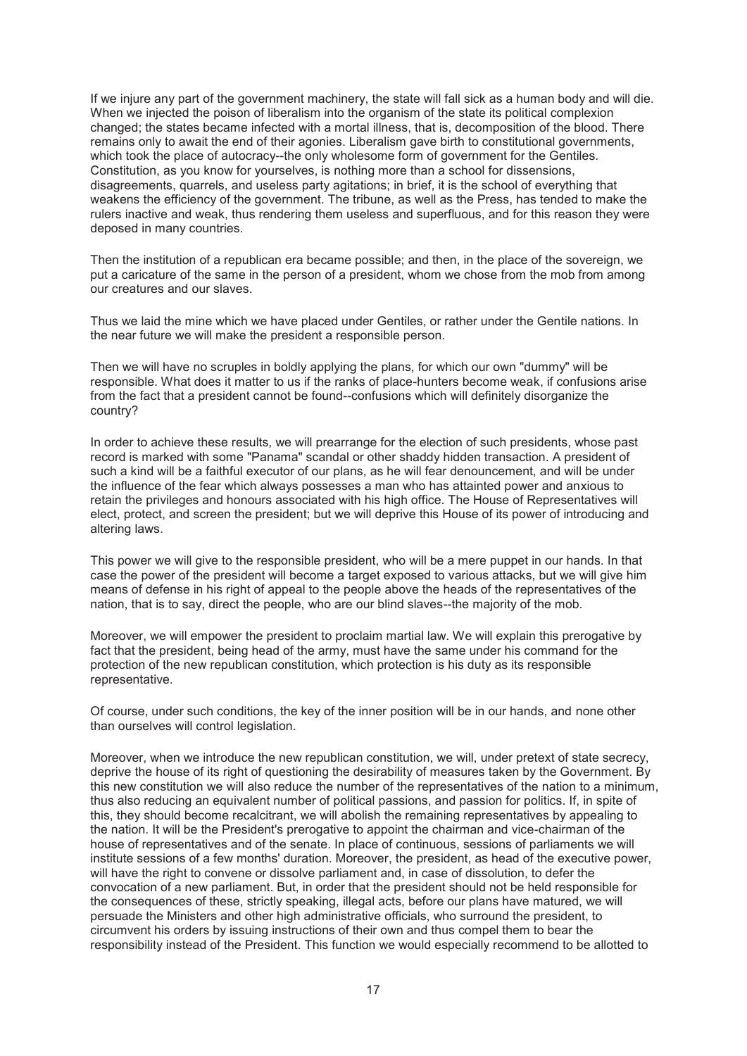If we injure any part of the government machinery, the state will fall sick as a human body and will die. When we injected the poison of liberalism into the organism of the state its political complexion changed; the states became infected with a mortal illness, that is, decomposition of the blood. There remains only to await the end of their agonies. Liberalism gave birth to constitutional governments, which took the place of autocracy--the only wholesome form of government for the Gentiles. Constitution, as you know for yourselves, is nothing more than a school for dissensions, disagreements, quarrels, and useless party agitations; in brief, it is the school of everything that weakens the efficiency of the government. The tribune, as well as the Press, has tended to make the rulers inactive and weak, thus rendering them useless and superfluous, and for this reason they were deposed in many countries.

Then the institution of a republican era became possible; and then, in the place of the sovereign, we put a caricature of the same in the person of a president, whom we chose from the mob from among our creatures and our slaves.

Thus we laid the mine which we have placed under Gentiles, or rather under the Gentile nations. In the near future we will make the president a responsible person.

Then we will have no scruples in boldly applying the plans, for which our own "dummy" will be responsible. What does it matter to us if the ranks of place-hunters become weak, if confusions arise from the fact that a president cannot be found--confusions which will definitely disorganize the country?

In order to achieve these results, we will prearrange for the election of such presidents, whose past record is marked with some "Panama" scandal or other shaddy hidden transaction. A president of such a kind will be a faithful executor of our plans, as he will fear denouncement, and will be under the influence of the fear which always possesses a man who has attainted power and anxious to retain the privileges and honours associated with his high office. The House of Representatives will elect, protect, and screen the president; but we will deprive this House of its power of introducing and altering laws.

This power we will give to the responsible president, who will be a mere puppet in our hands. In that case the power of the president will become a target exposed to various attacks, but we will give him means of defense in his right of appeal to the people above the heads of the representatives of the nation, that is to say, direct the people, who are our blind slaves--the majority of the mob.

Moreover, we will empower the president to proclaim martial law. We will explain this prerogative by fact that the president, being head of the army, must have the same under his command for the protection of the new republican constitution, which protection is his duty as its responsible representative.

Of course, under such conditions, the key of the inner position will be in our hands, and none other than ourselves will control legislation.

Moreover, when we introduce the new republican constitution, we will, under pretext of state secrecy, deprive the house of its right of questioning the desirability of measures taken by the Government. By this new constitution we will also reduce the number of the representatives of the nation to a minimum, thus also reducing an equivalent number of political passions, and passion for politics. If, in spite of this, they should become recalcitrant, we will abolish the remaining representatives by appealing to the nation. It will be the President's prerogative to appoint the chairman and vice-chairman of the house of representatives and of the senate. In place of continuous, sessions of parliaments we will institute sessions of a few months' duration. Moreover, the president, as head of the executive power, will have the right to convene or dissolve parliament and, in case of dissolution, to defer the convocation of a new parliament. But, in order that the president should not be held responsible for the consequences of these, strictly speaking, illegal acts, before our plans have matured, we will persuade the Ministers and other high administrative officials, who surround the president, to circumvent his orders by issuing instructions of their own and thus compel them to bear the responsibility instead of the President. This function we would especially recommend to be allotted to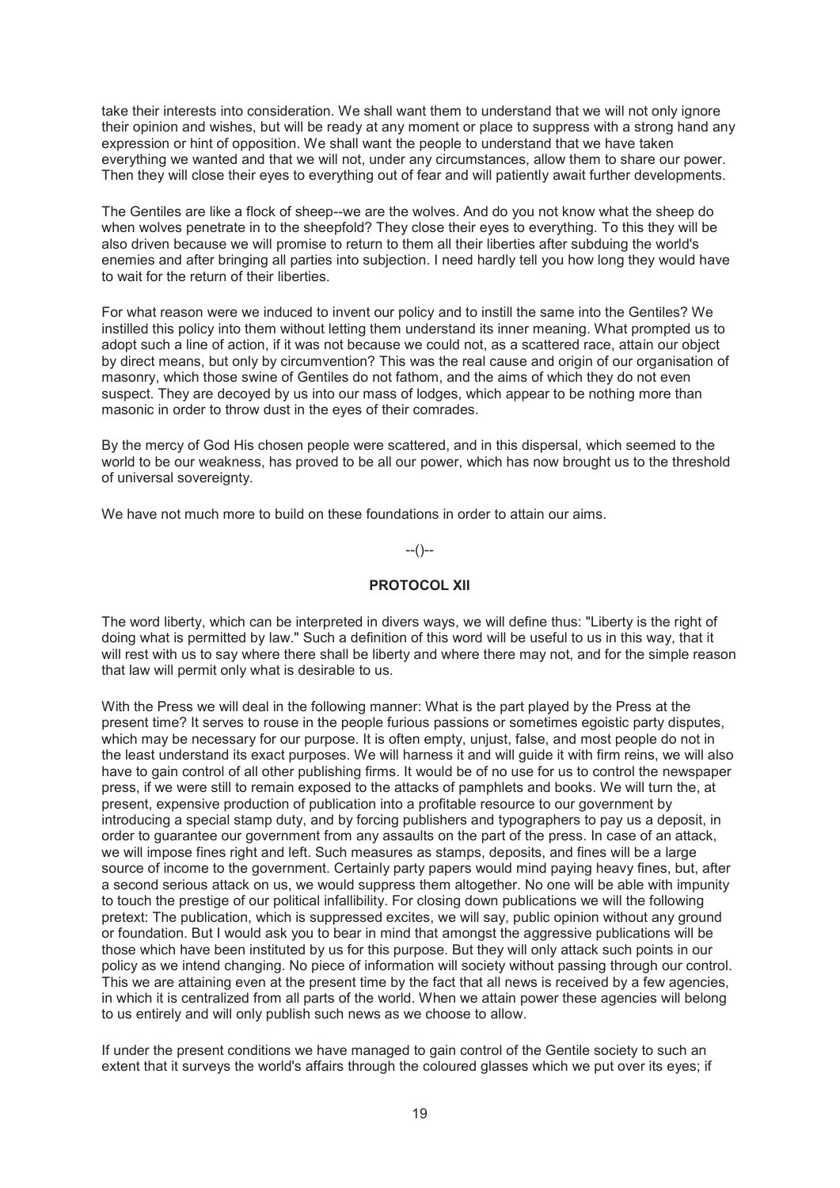take their interests into consideration. We shall want them to understand that we will not only ignore their opinion and wishes, but will be ready at any moment or place to suppress with a strong hand any expression or hint of opposition. We shall want the people to understand that we have taken everything we wanted and that we will not, under any circumstances, allow them to share our power. Then they will close their eyes to everything out of fear and will patiently await further developments.

The Gentiles are like a flock of sheep--we are the wolves. And do you not know what the sheep do when wolves penetrate in to the sheepfold? They close their eyes to everything. To this they will be also driven because we will promise to return to them all their liberties after subduing the world's enemies and after bringing all parties into subjection. I need hardly tell you how long they would have to wait for the return of their liberties.

For what reason were we induced to invent our policy and to instill the same into the Gentiles? We instilled this policy into them without letting them understand its inner meaning. What prompted us to adopt such a line of action, if it was not because we could not, as a scattered race, attain our object by direct means, but only by circumvention? This was the real cause and origin of our organisation of masonry, which those swine of Gentiles do not fathom, and the aims of which they do not even suspect. They are decoyed by us into our mass of lodges, which appear to be nothing more than masonic in order to throw dust in the eyes of their comrades.

By the mercy of God His chosen people were scattered, and in this dispersal, which seemed to the world to be our weakness, has proved to be all our power, which has now brought us to the threshold of universal sovereignty.

We have not much more to build on these foundations in order to attain our aims.

--()--

## PROTOCOL XII

The word liberty, which can be interpreted in divers ways, we will define thus: "Liberty is the right of doing what is permitted by law." Such a definition of this word will be useful to us in this way, that it will rest with us to say where there shall be liberty and where there may not, and for the simple reason that law will permit only what is desirable to us.

With the Press we will deal in the following manner: What is the part played by the Press at the present time? It serves to rouse in the people furious passions or sometimes egoistic party disputes, which may be necessary for our purpose. It is often empty, unjust, false, and most people do not in the least understand its exact purposes. We will harness it and will guide it with firm reins, we will also have to gain control of all other publishing firms. It would be of no use for us to control the newspaper press, if we were still to remain exposed to the attacks of pamphlets and books. We will turn the, at present, expensive production of publication into a profitable resource to our government by introducing a special stamp duty, and by forcing publishers and typographers to pay us a deposit, in order to guarantee our government from any assaults on the part of the press. In case of an attack, we will impose fines right and left. Such measures as stamps, deposits, and fines will be a large source of income to the government. Certainly party papers would mind paying heavy fines, but, after a second serious attack on us, we would suppress them altogether. No one will be able with impunity to touch the prestige of our political infallibility. For closing down publications we will the following pretext: The publication, which is suppressed excites, we will say, public opinion without any ground or foundation. But I would ask you to bear in mind that amongst the aggressive publications will be those which have been instituted by us for this purpose. But they will only attack such points in our policy as we intend changing. No piece of information will society without passing through our control. This we are attaining even at the present time by the fact that all news is received by a few agencies, in which it is centralized from all parts of the world. When we attain power these agencies will belong to us entirely and will only publish such news as we choose to allow.

If under the present conditions we have managed to gain control of the Gentile society to such an extent that it surveys the world's affairs through the coloured glasses which we put over its eyes; if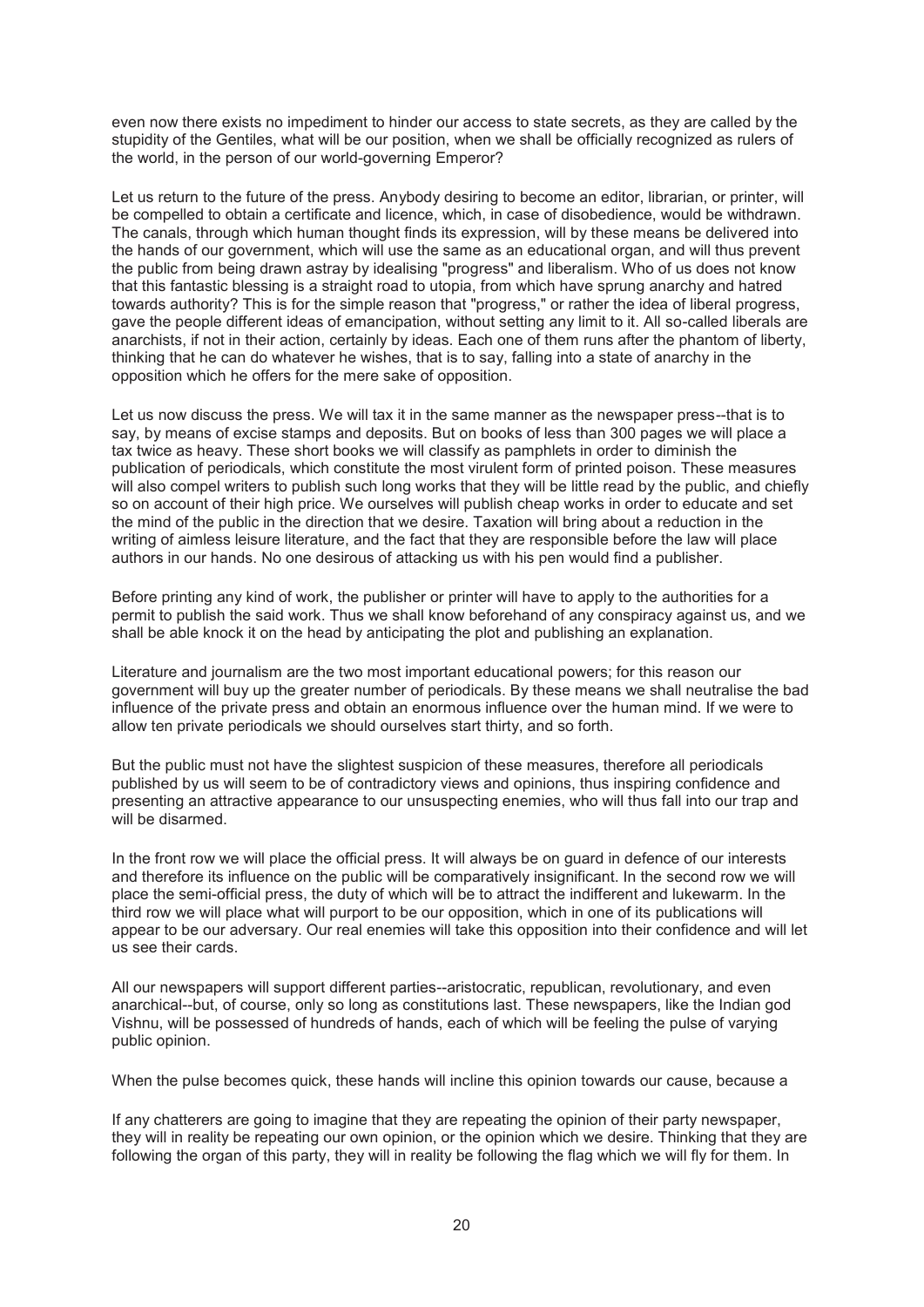even now there exists no impediment to hinder our access to state secrets, as they are called by the stupidity of the Gentiles, what will be our position, when we shall be officially recognized as rulers of the world, in the person of our world-governing Emperor?

Let us return to the future of the press. Anybody desiring to become an editor, librarian, or printer, will be compelled to obtain a certificate and licence, which, in case of disobedience, would be withdrawn. The canals, through which human thought finds its expression, will by these means be delivered into the hands of our government, which will use the same as an educational organ, and will thus prevent the public from being drawn astray by idealising "progress" and liberalism. Who of us does not know that this fantastic blessing is a straight road to utopia, from which have sprung anarchy and hatred towards authority? This is for the simple reason that "progress," or rather the idea of liberal progress, gave the people different ideas of emancipation, without setting any limit to it. All so-called liberals are anarchists, if not in their action, certainly by ideas. Each one of them runs after the phantom of liberty, thinking that he can do whatever he wishes, that is to say, falling into a state of anarchy in the opposition which he offers for the mere sake of opposition.

Let us now discuss the press. We will tax it in the same manner as the newspaper press--that is to say, by means of excise stamps and deposits. But on books of less than 300 pages we will place a tax twice as heavy. These short books we will classify as pamphlets in order to diminish the publication of periodicals, which constitute the most virulent form of printed poison. These measures will also compel writers to publish such long works that they will be little read by the public, and chiefly so on account of their high price. We ourselves will publish cheap works in order to educate and set the mind of the public in the direction that we desire. Taxation will bring about a reduction in the writing of aimless leisure literature, and the fact that they are responsible before the law will place authors in our hands. No one desirous of attacking us with his pen would find a publisher.

Before printing any kind of work, the publisher or printer will have to apply to the authorities for a permit to publish the said work. Thus we shall know beforehand of any conspiracy against us, and we shall be able knock it on the head by anticipating the plot and publishing an explanation.

Literature and journalism are the two most important educational powers; for this reason our government will buy up the greater number of periodicals. By these means we shall neutralise the bad influence of the private press and obtain an enormous influence over the human mind. If we were to allow ten private periodicals we should ourselves start thirty, and so forth.

But the public must not have the slightest suspicion of these measures, therefore all periodicals published by us will seem to be of contradictory views and opinions, thus inspiring confidence and presenting an attractive appearance to our unsuspecting enemies, who will thus fall into our trap and will be disarmed.

In the front row we will place the official press. It will always be on guard in defence of our interests and therefore its influence on the public will be comparatively insignificant. In the second row we will place the semi-official press, the duty of which will be to attract the indifferent and lukewarm. In the third row we will place what will purport to be our opposition, which in one of its publications will appear to be our adversary. Our real enemies will take this opposition into their confidence and will let us see their cards.

All our newspapers will support different parties--aristocratic, republican, revolutionary, and even anarchical--but, of course, only so long as constitutions last. These newspapers, like the Indian god Vishnu, will be possessed of hundreds of hands, each of which will be feeling the pulse of varying public opinion.

When the pulse becomes quick, these hands will incline this opinion towards our cause, because a

If any chatterers are going to imagine that they are repeating the opinion of their party newspaper, they will in reality be repeating our own opinion, or the opinion which we desire. Thinking that they are following the organ of this party, they will in reality be following the flag which we will fly for them. In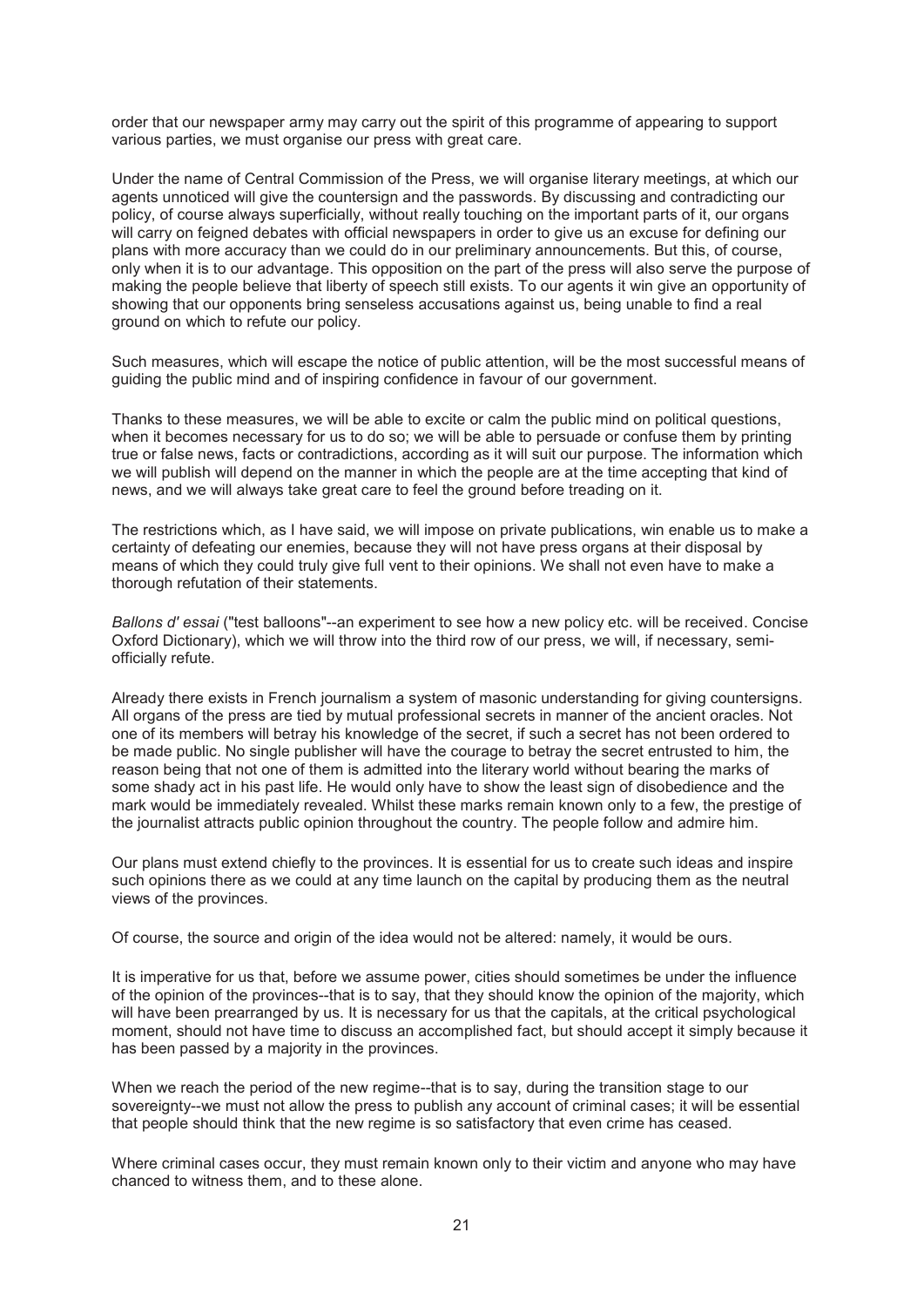order that our newspaper army may carry out the spirit of this programme of appearing to support various parties, we must organise our press with great care.

Under the name of Central Commission of the Press, we will organise literary meetings, at which our agents unnoticed will give the countersign and the passwords. By discussing and contradicting our policy, of course always superficially, without really touching on the important parts of it, our organs will carry on feigned debates with official newspapers in order to give us an excuse for defining our plans with more accuracy than we could do in our preliminary announcements. But this, of course, only when it is to our advantage. This opposition on the part of the press will also serve the purpose of making the people believe that liberty of speech still exists. To our agents it win give an opportunity of showing that our opponents bring senseless accusations against us, being unable to find a real ground on which to refute our policy.

Such measures, which will escape the notice of public attention, will be the most successful means of guiding the public mind and of inspiring confidence in favour of our government.

Thanks to these measures, we will be able to excite or calm the public mind on political questions, when it becomes necessary for us to do so; we will be able to persuade or confuse them by printing true or false news, facts or contradictions, according as it will suit our purpose. The information which we will publish will depend on the manner in which the people are at the time accepting that kind of news, and we will always take great care to feel the ground before treading on it.

The restrictions which, as I have said, we will impose on private publications, win enable us to make a certainty of defeating our enemies, because they will not have press organs at their disposal by means of which they could truly give full vent to their opinions. We shall not even have to make a thorough refutation of their statements.

*Ballons d' essai* ("test balloons"--an experiment to see how a new policy etc. will be received. Concise Oxford Dictionary), which we will throw into the third row of our press, we will, if necessary, semi-officially refute.

Already there exists in French journalism a system of masonic understanding for giving countersigns. All organs of the press are tied by mutual professional secrets in manner of the ancient oracles. Not one of its members will betray his knowledge of the secret, if such a secret has not been ordered to be made public. No single publisher will have the courage to betray the secret entrusted to him, the reason being that not one of them is admitted into the literary world without bearing the marks of some shady act in his past life. He would only have to show the least sign of disobedience and the mark would be immediately revealed. Whilst these marks remain known only to a few, the prestige of the journalist attracts public opinion throughout the country. The people follow and admire him.

Our plans must extend chiefly to the provinces. It is essential for us to create such ideas and inspire such opinions there as we could at any time launch on the capital by producing them as the neutral views of the provinces.

Of course, the source and origin of the idea would not be altered: namely, it would be ours.

It is imperative for us that, before we assume power, cities should sometimes be under the influence of the opinion of the provinces--that is to say, that they should know the opinion of the majority, which will have been prearranged by us. It is necessary for us that the capitals, at the critical psychological moment, should not have time to discuss an accomplished fact, but should accept it simply because it has been passed by a majority in the provinces.

When we reach the period of the new regime--that is to say, during the transition stage to our sovereignty--we must not allow the press to publish any account of criminal cases; it will be essential that people should think that the new regime is so satisfactory that even crime has ceased.

Where criminal cases occur, they must remain known only to their victim and anyone who may have chanced to witness them, and to these alone.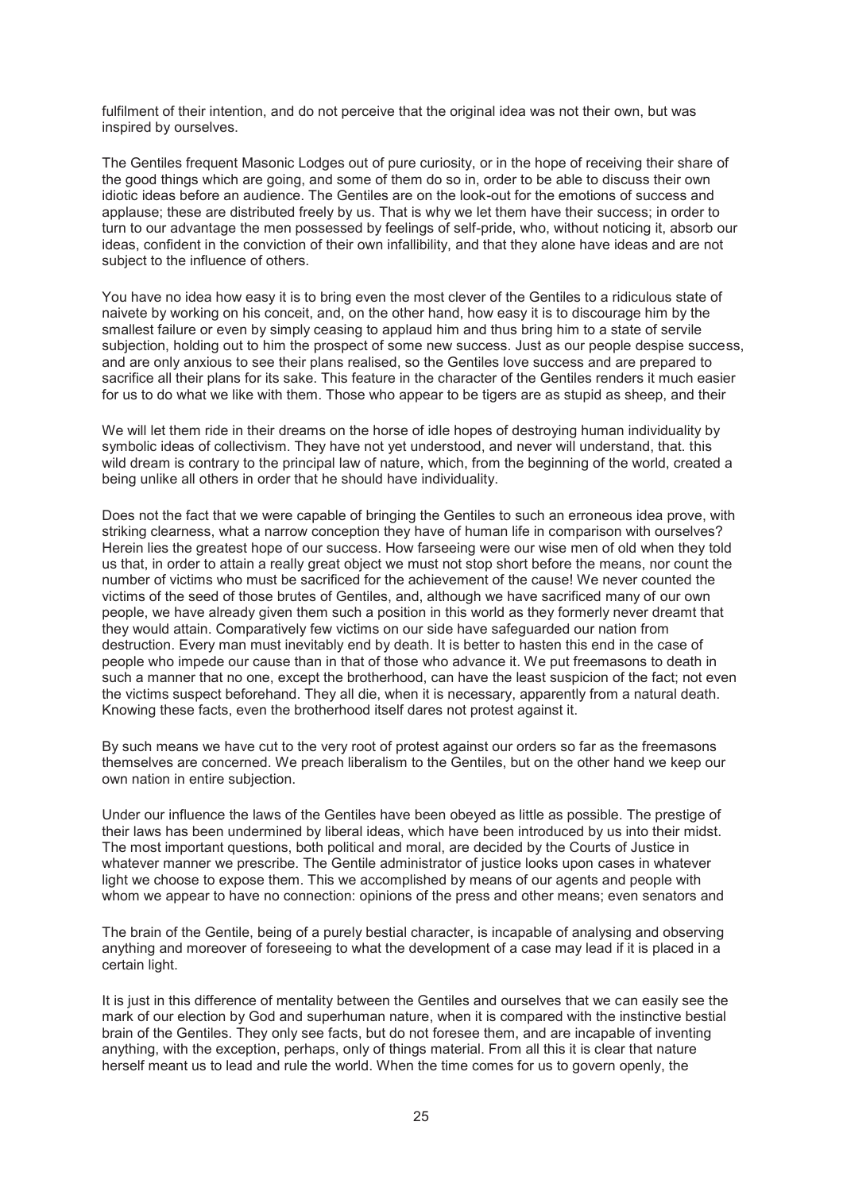fulfilment of their intention, and do not perceive that the original idea was not their own, but was inspired by ourselves.

The Gentiles frequent Masonic Lodges out of pure curiosity, or in the hope of receiving their share of the good things which are going, and some of them do so in, order to be able to discuss their own idiotic ideas before an audience. The Gentiles are on the look-out for the emotions of success and applause; these are distributed freely by us. That is why we let them have their success; in order to turn to our advantage the men possessed by feelings of self-pride, who, without noticing it, absorb our ideas, confident in the conviction of their own infallibility, and that they alone have ideas and are not subject to the influence of others.

You have no idea how easy it is to bring even the most clever of the Gentiles to a ridiculous state of naivete by working on his conceit, and, on the other hand, how easy it is to discourage him by the smallest failure or even by simply ceasing to applaud him and thus bring him to a state of servile subjection, holding out to him the prospect of some new success. Just as our people despise success, and are only anxious to see their plans realised, so the Gentiles love success and are prepared to sacrifice all their plans for its sake. This feature in the character of the Gentiles renders it much easier for us to do what we like with them. Those who appear to be tigers are as stupid as sheep, and their

We will let them ride in their dreams on the horse of idle hopes of destroying human individuality by symbolic ideas of collectivism. They have not yet understood, and never will understand, that. this wild dream is contrary to the principal law of nature, which, from the beginning of the world, created a being unlike all others in order that he should have individuality.

Does not the fact that we were capable of bringing the Gentiles to such an erroneous idea prove, with striking clearness, what a narrow conception they have of human life in comparison with ourselves? Herein lies the greatest hope of our success. How farseeing were our wise men of old when they told us that, in order to attain a really great object we must not stop short before the means, nor count the number of victims who must be sacrificed for the achievement of the cause! We never counted the victims of the seed of those brutes of Gentiles, and, although we have sacrificed many of our own people, we have already given them such a position in this world as they formerly never dreamt that they would attain. Comparatively few victims on our side have safeguarded our nation from destruction. Every man must inevitably end by death. It is better to hasten this end in the case of people who impede our cause than in that of those who advance it. We put freemasons to death in such a manner that no one, except the brotherhood, can have the least suspicion of the fact; not even the victims suspect beforehand. They all die, when it is necessary, apparently from a natural death. Knowing these facts, even the brotherhood itself dares not protest against it.

By such means we have cut to the very root of protest against our orders so far as the freemasons themselves are concerned. We preach liberalism to the Gentiles, but on the other hand we keep our own nation in entire subjection.

Under our influence the laws of the Gentiles have been obeyed as little as possible. The prestige of their laws has been undermined by liberal ideas, which have been introduced by us into their midst. The most important questions, both political and moral, are decided by the Courts of Justice in whatever manner we prescribe. The Gentile administrator of justice looks upon cases in whatever light we choose to expose them. This we accomplished by means of our agents and people with whom we appear to have no connection: opinions of the press and other means; even senators and

The brain of the Gentile, being of a purely bestial character, is incapable of analysing and observing anything and moreover of foreseeing to what the development of a case may lead if it is placed in a certain light.

It is just in this difference of mentality between the Gentiles and ourselves that we can easily see the mark of our election by God and superhuman nature, when it is compared with the instinctive bestial brain of the Gentiles. They only see facts, but do not foresee them, and are incapable of inventing anything, with the exception, perhaps, only of things material. From all this it is clear that nature herself meant us to lead and rule the world. When the time comes for us to govern openly, the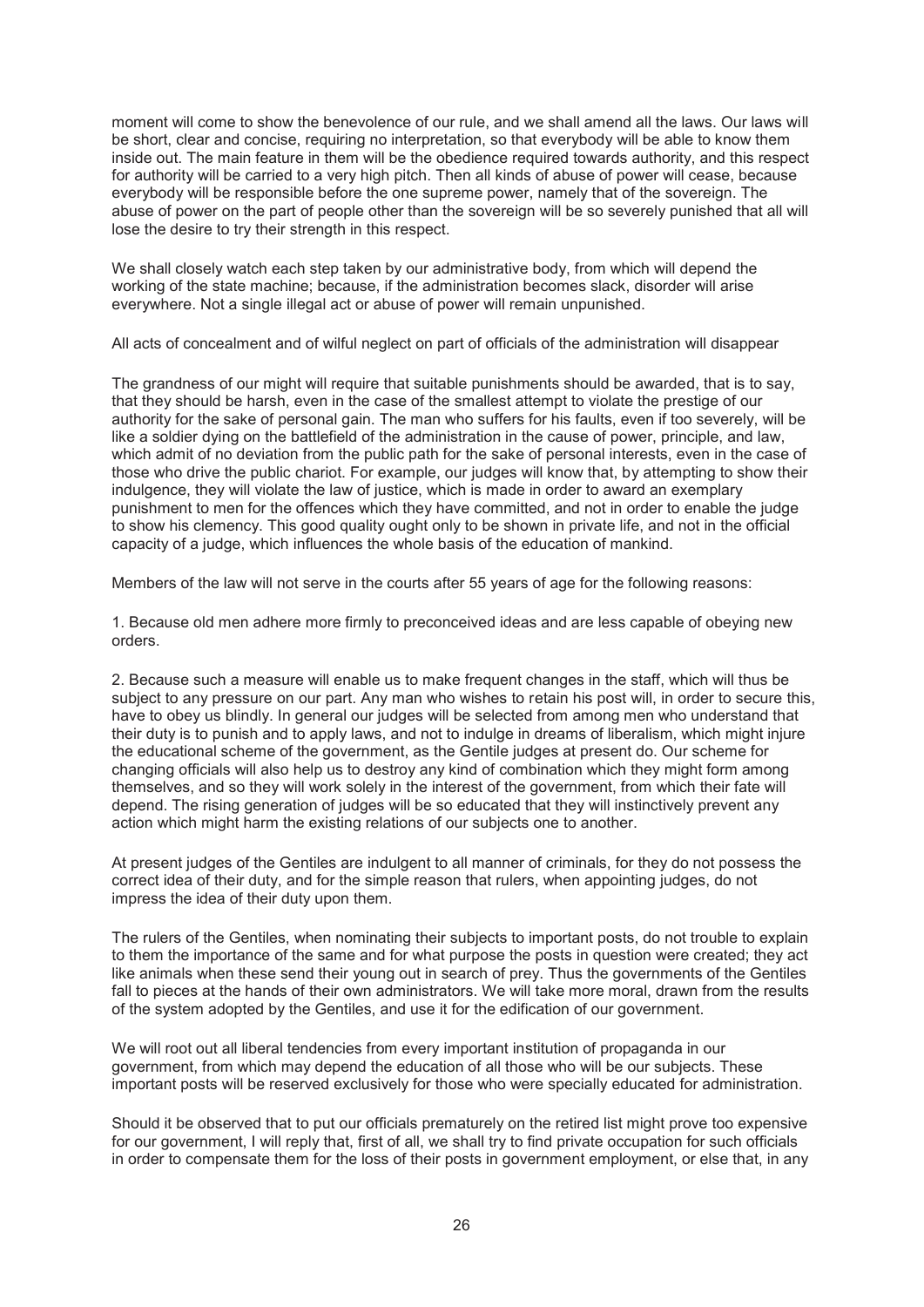moment will come to show the benevolence of our rule, and we shall amend all the laws. Our laws will be short, clear and concise, requiring no interpretation, so that everybody will be able to know them inside out. The main feature in them will be the obedience required towards authority, and this respect for authority will be carried to a very high pitch. Then all kinds of abuse of power will cease, because everybody will be responsible before the one supreme power, namely that of the sovereign. The abuse of power on the part of people other than the sovereign will be so severely punished that all will lose the desire to try their strength in this respect.

We shall closely watch each step taken by our administrative body, from which will depend the working of the state machine; because, if the administration becomes slack, disorder will arise everywhere. Not a single illegal act or abuse of power will remain unpunished.

All acts of concealment and of wilful neglect on part of officials of the administration will disappear

The grandness of our might will require that suitable punishments should be awarded, that is to say, that they should be harsh, even in the case of the smallest attempt to violate the prestige of our authority for the sake of personal gain. The man who suffers for his faults, even if too severely, will be like a soldier dying on the battlefield of the administration in the cause of power, principle, and law, which admit of no deviation from the public path for the sake of personal interests, even in the case of those who drive the public chariot. For example, our judges will know that, by attempting to show their indulgence, they will violate the law of justice, which is made in order to award an exemplary punishment to men for the offences which they have committed, and not in order to enable the judge to show his clemency. This good quality ought only to be shown in private life, and not in the official capacity of a judge, which influences the whole basis of the education of mankind.

Members of the law will not serve in the courts after 55 years of age for the following reasons:

1. Because old men adhere more firmly to preconceived ideas and are less capable of obeying new orders.

2. Because such a measure will enable us to make frequent changes in the staff, which will thus be subject to any pressure on our part. Any man who wishes to retain his post will, in order to secure this, have to obey us blindly. In general our judges will be selected from among men who understand that their duty is to punish and to apply laws, and not to indulge in dreams of liberalism, which might injure the educational scheme of the government, as the Gentile judges at present do. Our scheme for changing officials will also help us to destroy any kind of combination which they might form among themselves, and so they will work solely in the interest of the government, from which their fate will depend. The rising generation of judges will be so educated that they will instinctively prevent any action which might harm the existing relations of our subjects one to another.

At present judges of the Gentiles are indulgent to all manner of criminals, for they do not possess the correct idea of their duty, and for the simple reason that rulers, when appointing judges, do not impress the idea of their duty upon them.

The rulers of the Gentiles, when nominating their subjects to important posts, do not trouble to explain to them the importance of the same and for what purpose the posts in question were created; they act like animals when these send their young out in search of prey. Thus the governments of the Gentiles fall to pieces at the hands of their own administrators. We will take more moral, drawn from the results of the system adopted by the Gentiles, and use it for the edification of our government.

We will root out all liberal tendencies from every important institution of propaganda in our government, from which may depend the education of all those who will be our subjects. These important posts will be reserved exclusively for those who were specially educated for administration.

Should it be observed that to put our officials prematurely on the retired list might prove too expensive for our government, I will reply that, first of all, we shall try to find private occupation for such officials in order to compensate them for the loss of their posts in government employment, or else that, in any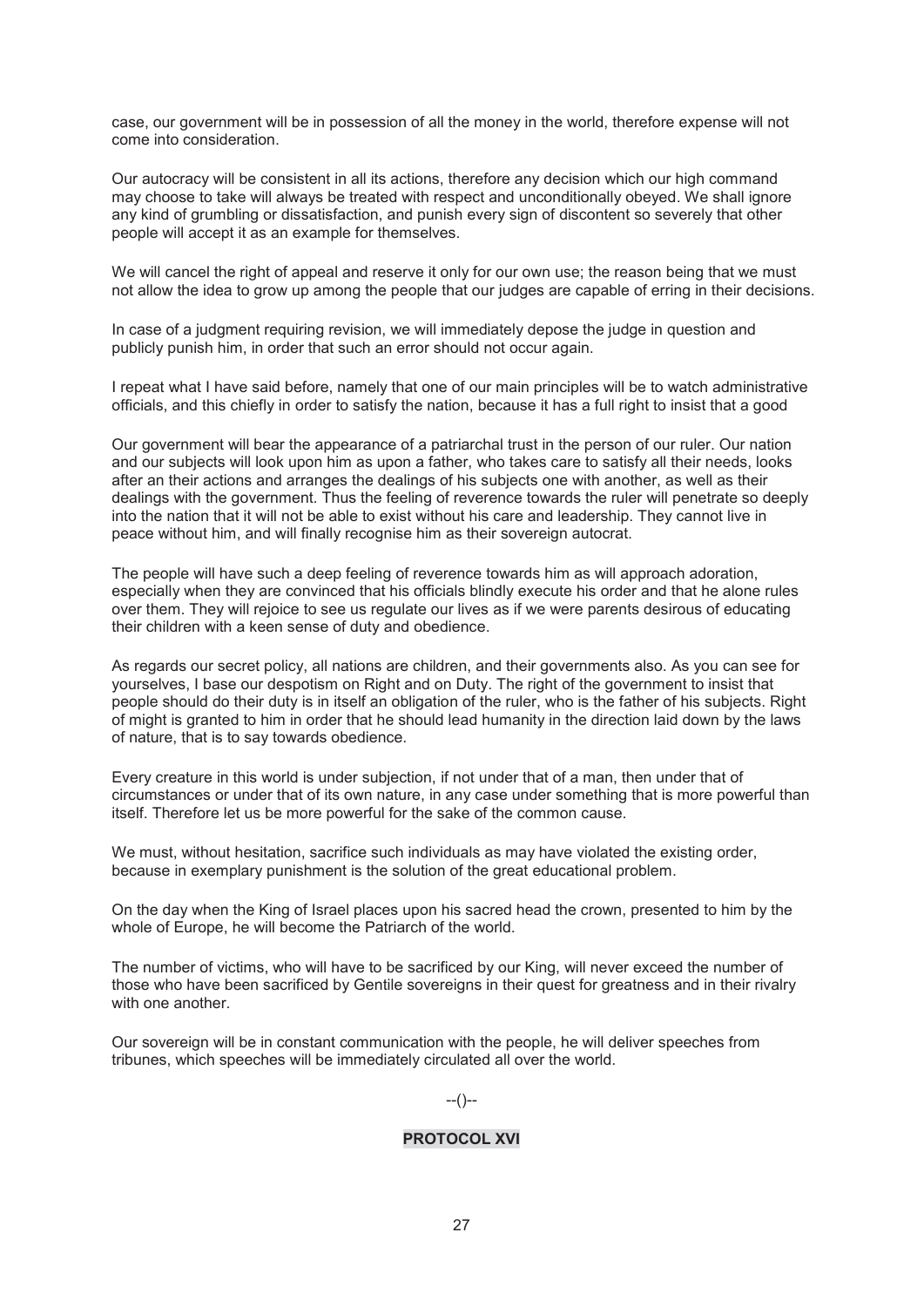case, our government will be in possession of all the money in the world, therefore expense will not come into consideration.

Our autocracy will be consistent in all its actions, therefore any decision which our high command may choose to take will always be treated with respect and unconditionally obeyed. We shall ignore any kind of grumbling or dissatisfaction, and punish every sign of discontent so severely that other people will accept it as an example for themselves.

We will cancel the right of appeal and reserve it only for our own use; the reason being that we must not allow the idea to grow up among the people that our judges are capable of erring in their decisions.

In case of a judgment requiring revision, we will immediately depose the judge in question and publicly punish him, in order that such an error should not occur again.

I repeat what I have said before, namely that one of our main principles will be to watch administrative officials, and this chiefly in order to satisfy the nation, because it has a full right to insist that a good

Our government will bear the appearance of a patriarchal trust in the person of our ruler. Our nation and our subjects will look upon him as upon a father, who takes care to satisfy all their needs, looks after an their actions and arranges the dealings of his subjects one with another, as well as their dealings with the government. Thus the feeling of reverence towards the ruler will penetrate so deeply into the nation that it will not be able to exist without his care and leadership. They cannot live in peace without him, and will finally recognise him as their sovereign autocrat.

The people will have such a deep feeling of reverence towards him as will approach adoration, especially when they are convinced that his officials blindly execute his order and that he alone rules over them. They will rejoice to see us regulate our lives as if we were parents desirous of educating their children with a keen sense of duty and obedience.

As regards our secret policy, all nations are children, and their governments also. As you can see for yourselves, I base our despotism on Right and on Duty. The right of the government to insist that people should do their duty is in itself an obligation of the ruler, who is the father of his subjects. Right of might is granted to him in order that he should lead humanity in the direction laid down by the laws of nature, that is to say towards obedience.

Every creature in this world is under subjection, if not under that of a man, then under that of circumstances or under that of its own nature, in any case under something that is more powerful than itself. Therefore let us be more powerful for the sake of the common cause.

We must, without hesitation, sacrifice such individuals as may have violated the existing order, because in exemplary punishment is the solution of the great educational problem.

On the day when the King of Israel places upon his sacred head the crown, presented to him by the whole of Europe, he will become the Patriarch of the world.

The number of victims, who will have to be sacrificed by our King, will never exceed the number of those who have been sacrificed by Gentile sovereigns in their quest for greatness and in their rivalry with one another.

Our sovereign will be in constant communication with the people, he will deliver speeches from tribunes, which speeches will be immediately circulated all over the world.

--()--

## PROTOCOL XVI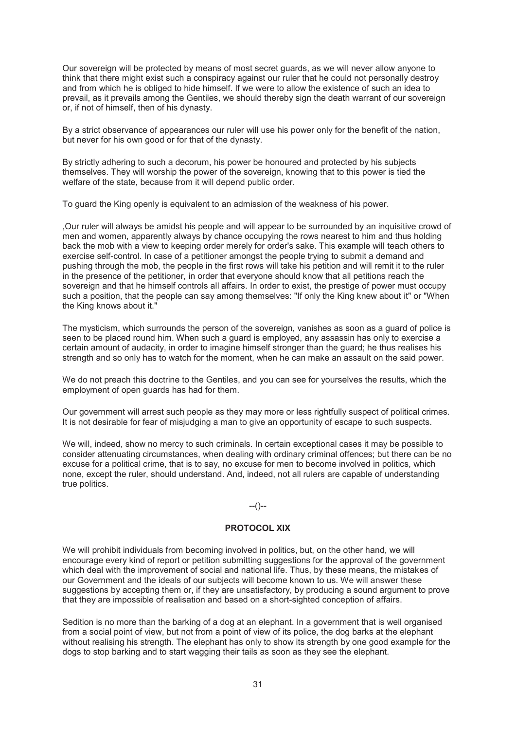Our sovereign will be protected by means of most secret guards, as we will never allow anyone to think that there might exist such a conspiracy against our ruler that he could not personally destroy and from which he is obliged to hide himself. If we were to allow the existence of such an idea to prevail, as it prevails among the Gentiles, we should thereby sign the death warrant of our sovereign or, if not of himself, then of his dynasty.

By a strict observance of appearances our ruler will use his power only for the benefit of the nation, but never for his own good or for that of the dynasty.

By strictly adhering to such a decorum, his power be honoured and protected by his subjects themselves. They will worship the power of the sovereign, knowing that to this power is tied the welfare of the state, because from it will depend public order.

To guard the King openly is equivalent to an admission of the weakness of his power.

,Our ruler will always be amidst his people and will appear to be surrounded by an inquisitive crowd of men and women, apparently always by chance occupying the rows nearest to him and thus holding back the mob with a view to keeping order merely for order's sake. This example will teach others to exercise self-control. In case of a petitioner amongst the people trying to submit a demand and pushing through the mob, the people in the first rows will take his petition and will remit it to the ruler in the presence of the petitioner, in order that everyone should know that all petitions reach the sovereign and that he himself controls all affairs. In order to exist, the prestige of power must occupy such a position, that the people can say among themselves: "If only the King knew about it" or "When the King knows about it."

The mysticism, which surrounds the person of the sovereign, vanishes as soon as a guard of police is seen to be placed round him. When such a guard is employed, any assassin has only to exercise a certain amount of audacity, in order to imagine himself stronger than the guard; he thus realises his strength and so only has to watch for the moment, when he can make an assault on the said power.

We do not preach this doctrine to the Gentiles, and you can see for yourselves the results, which the employment of open guards has had for them.

Our government will arrest such people as they may more or less rightfully suspect of political crimes. It is not desirable for fear of misjudging a man to give an opportunity of escape to such suspects.

We will, indeed, show no mercy to such criminals. In certain exceptional cases it may be possible to consider attenuating circumstances, when dealing with ordinary criminal offences; but there can be no excuse for a political crime, that is to say, no excuse for men to become involved in politics, which none, except the ruler, should understand. And, indeed, not all rulers are capable of understanding true politics.

--()--

## PROTOCOL XIX

We will prohibit individuals from becoming involved in politics, but, on the other hand, we will encourage every kind of report or petition submitting suggestions for the approval of the government which deal with the improvement of social and national life. Thus, by these means, the mistakes of our Government and the ideals of our subjects will become known to us. We will answer these suggestions by accepting them or, if they are unsatisfactory, by producing a sound argument to prove that they are impossible of realisation and based on a short-sighted conception of affairs.

Sedition is no more than the barking of a dog at an elephant. In a government that is well organised from a social point of view, but not from a point of view of its police, the dog barks at the elephant without realising his strength. The elephant has only to show its strength by one good example for the dogs to stop barking and to start wagging their tails as soon as they see the elephant.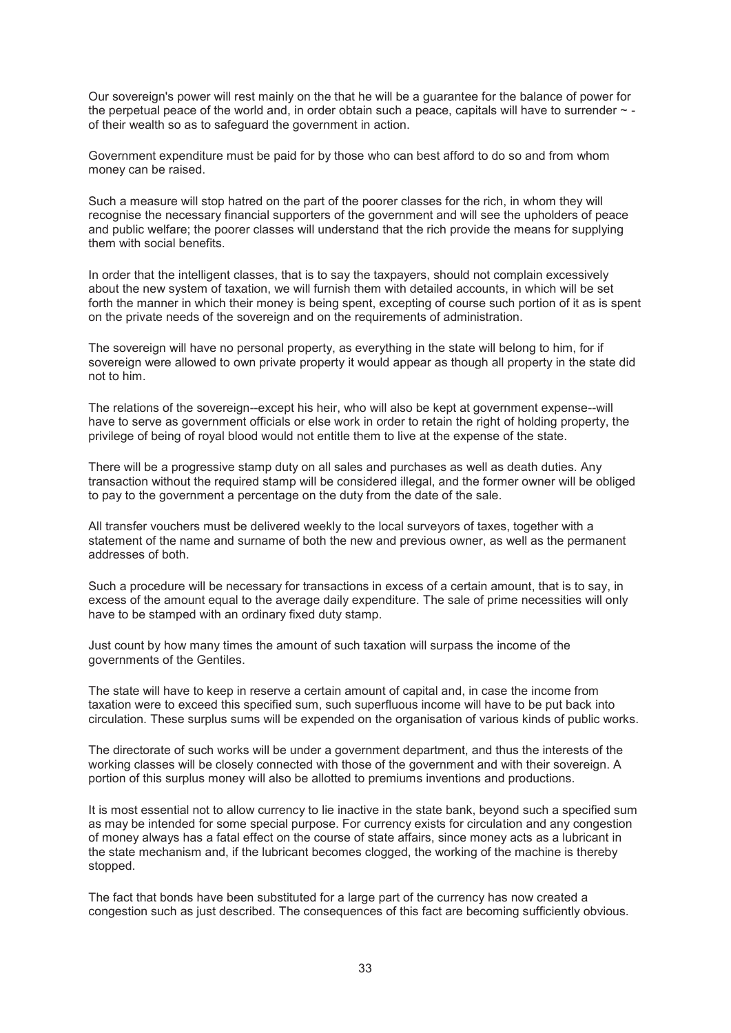Our sovereign's power will rest mainly on the that he will be a guarantee for the balance of power for the perpetual peace of the world and, in order obtain such a peace, capitals will have to surrender ~ - of their wealth so as to safeguard the government in action.

Government expenditure must be paid for by those who can best afford to do so and from whom money can be raised.

Such a measure will stop hatred on the part of the poorer classes for the rich, in whom they will recognise the necessary financial supporters of the government and will see the upholders of peace and public welfare; the poorer classes will understand that the rich provide the means for supplying them with social benefits.

In order that the intelligent classes, that is to say the taxpayers, should not complain excessively about the new system of taxation, we will furnish them with detailed accounts, in which will be set forth the manner in which their money is being spent, excepting of course such portion of it as is spent on the private needs of the sovereign and on the requirements of administration.

The sovereign will have no personal property, as everything in the state will belong to him, for if sovereign were allowed to own private property it would appear as though all property in the state did not to him.

The relations of the sovereign--except his heir, who will also be kept at government expense--will have to serve as government officials or else work in order to retain the right of holding property, the privilege of being of royal blood would not entitle them to live at the expense of the state.

There will be a progressive stamp duty on all sales and purchases as well as death duties. Any transaction without the required stamp will be considered illegal, and the former owner will be obliged to pay to the government a percentage on the duty from the date of the sale.

All transfer vouchers must be delivered weekly to the local surveyors of taxes, together with a statement of the name and surname of both the new and previous owner, as well as the permanent addresses of both.

Such a procedure will be necessary for transactions in excess of a certain amount, that is to say, in excess of the amount equal to the average daily expenditure. The sale of prime necessities will only have to be stamped with an ordinary fixed duty stamp.

Just count by how many times the amount of such taxation will surpass the income of the governments of the Gentiles.

The state will have to keep in reserve a certain amount of capital and, in case the income from taxation were to exceed this specified sum, such superfluous income will have to be put back into circulation. These surplus sums will be expended on the organisation of various kinds of public works.

The directorate of such works will be under a government department, and thus the interests of the working classes will be closely connected with those of the government and with their sovereign. A portion of this surplus money will also be allotted to premiums inventions and productions.

It is most essential not to allow currency to lie inactive in the state bank, beyond such a specified sum as may be intended for some special purpose. For currency exists for circulation and any congestion of money always has a fatal effect on the course of state affairs, since money acts as a lubricant in the state mechanism and, if the lubricant becomes clogged, the working of the machine is thereby stopped.

The fact that bonds have been substituted for a large part of the currency has now created a congestion such as just described. The consequences of this fact are becoming sufficiently obvious.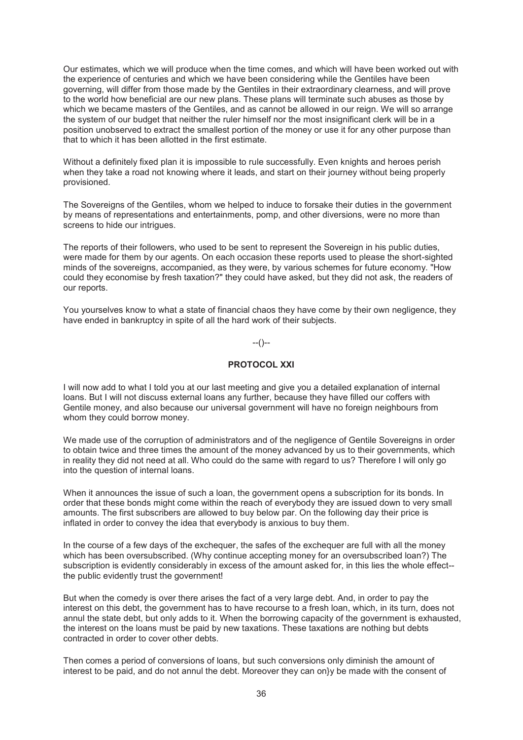Our estimates, which we will produce when the time comes, and which will have been worked out with the experience of centuries and which we have been considering while the Gentiles have been governing, will differ from those made by the Gentiles in their extraordinary clearness, and will prove to the world how beneficial are our new plans. These plans will terminate such abuses as those by which we became masters of the Gentiles, and as cannot be allowed in our reign. We will so arrange the system of our budget that neither the ruler himself nor the most insignificant clerk will be in a position unobserved to extract the smallest portion of the money or use it for any other purpose than that to which it has been allotted in the first estimate.

Without a definitely fixed plan it is impossible to rule successfully. Even knights and heroes perish when they take a road not knowing where it leads, and start on their journey without being properly provisioned.

The Sovereigns of the Gentiles, whom we helped to induce to forsake their duties in the government by means of representations and entertainments, pomp, and other diversions, were no more than screens to hide our intrigues.

The reports of their followers, who used to be sent to represent the Sovereign in his public duties, were made for them by our agents. On each occasion these reports used to please the short-sighted minds of the sovereigns, accompanied, as they were, by various schemes for future economy. "How could they economise by fresh taxation?" they could have asked, but they did not ask, the readers of our reports.

You yourselves know to what a state of financial chaos they have come by their own negligence, they have ended in bankruptcy in spite of all the hard work of their subjects.

--()--

## PROTOCOL XXI

I will now add to what I told you at our last meeting and give you a detailed explanation of internal loans. But I will not discuss external loans any further, because they have filled our coffers with Gentile money, and also because our universal government will have no foreign neighbours from whom they could borrow money.

We made use of the corruption of administrators and of the negligence of Gentile Sovereigns in order to obtain twice and three times the amount of the money advanced by us to their governments, which in reality they did not need at all. Who could do the same with regard to us? Therefore I will only go into the question of internal loans.

When it announces the issue of such a loan, the government opens a subscription for its bonds. In order that these bonds might come within the reach of everybody they are issued down to very small amounts. The first subscribers are allowed to buy below par. On the following day their price is inflated in order to convey the idea that everybody is anxious to buy them.

In the course of a few days of the exchequer, the safes of the exchequer are full with all the money which has been oversubscribed. (Why continue accepting money for an oversubscribed loan?) The subscription is evidently considerably in excess of the amount asked for, in this lies the whole effect--the public evidently trust the government!

But when the comedy is over there arises the fact of a very large debt. And, in order to pay the interest on this debt, the government has to have recourse to a fresh loan, which, in its turn, does not annul the state debt, but only adds to it. When the borrowing capacity of the government is exhausted, the interest on the loans must be paid by new taxations. These taxations are nothing but debts contracted in order to cover other debts.

Then comes a period of conversions of loans, but such conversions only diminish the amount of interest to be paid, and do not annul the debt. Moreover they can on}y be made with the consent of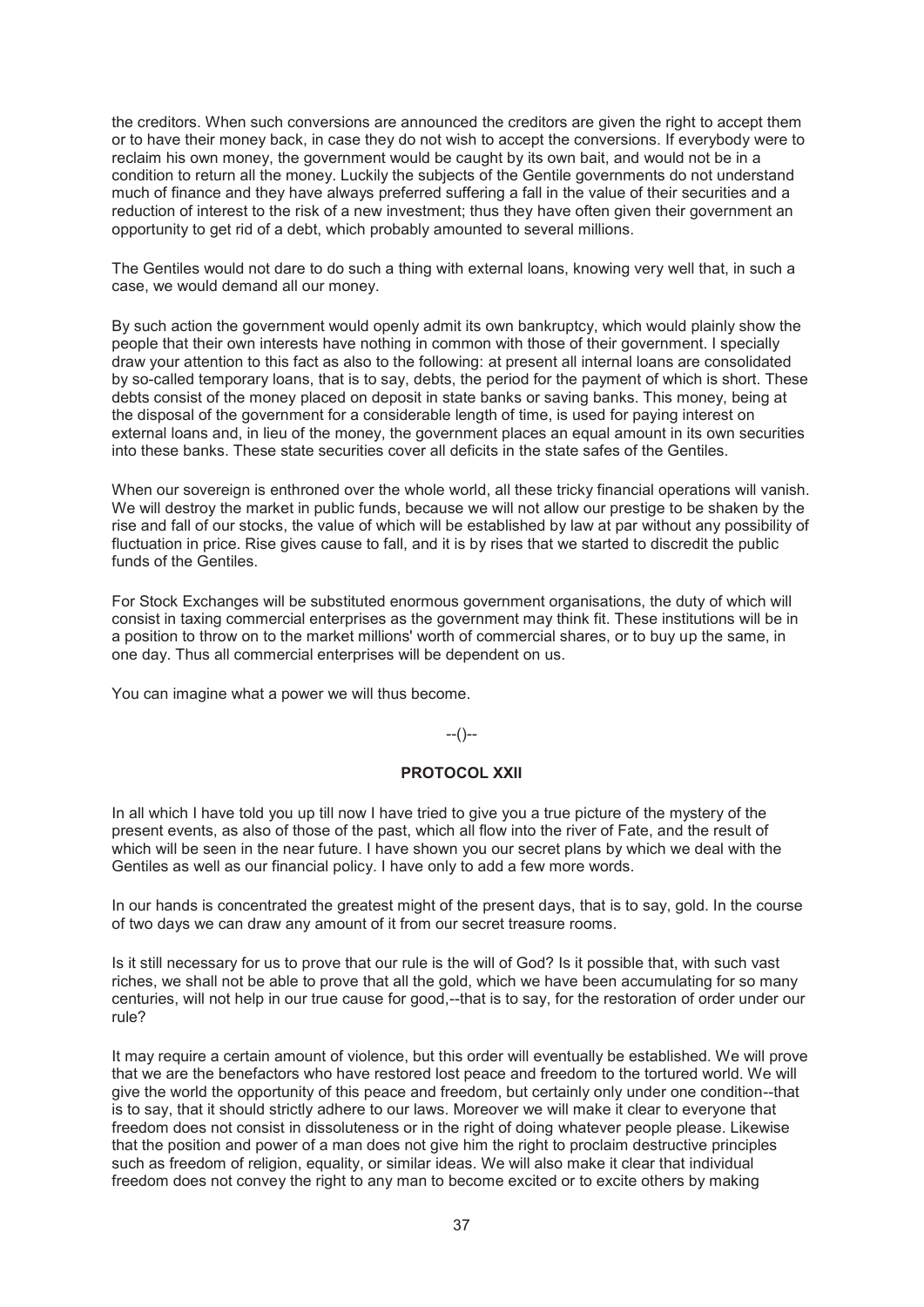the creditors. When such conversions are announced the creditors are given the right to accept them or to have their money back, in case they do not wish to accept the conversions. If everybody were to reclaim his own money, the government would be caught by its own bait, and would not be in a condition to return all the money. Luckily the subjects of the Gentile governments do not understand much of finance and they have always preferred suffering a fall in the value of their securities and a reduction of interest to the risk of a new investment; thus they have often given their government an opportunity to get rid of a debt, which probably amounted to several millions.

The Gentiles would not dare to do such a thing with external loans, knowing very well that, in such a case, we would demand all our money.

By such action the government would openly admit its own bankruptcy, which would plainly show the people that their own interests have nothing in common with those of their government. I specially draw your attention to this fact as also to the following: at present all internal loans are consolidated by so-called temporary loans, that is to say, debts, the period for the payment of which is short. These debts consist of the money placed on deposit in state banks or saving banks. This money, being at the disposal of the government for a considerable length of time, is used for paying interest on external loans and, in lieu of the money, the government places an equal amount in its own securities into these banks. These state securities cover all deficits in the state safes of the Gentiles.

When our sovereign is enthroned over the whole world, all these tricky financial operations will vanish. We will destroy the market in public funds, because we will not allow our prestige to be shaken by the rise and fall of our stocks, the value of which will be established by law at par without any possibility of fluctuation in price. Rise gives cause to fall, and it is by rises that we started to discredit the public funds of the Gentiles.

For Stock Exchanges will be substituted enormous government organisations, the duty of which will consist in taxing commercial enterprises as the government may think fit. These institutions will be in a position to throw on to the market millions' worth of commercial shares, or to buy up the same, in one day. Thus all commercial enterprises will be dependent on us.

You can imagine what a power we will thus become.

--()--

## PROTOCOL XXII

In all which I have told you up till now I have tried to give you a true picture of the mystery of the present events, as also of those of the past, which all flow into the river of Fate, and the result of which will be seen in the near future. I have shown you our secret plans by which we deal with the Gentiles as well as our financial policy. I have only to add a few more words.

In our hands is concentrated the greatest might of the present days, that is to say, gold. In the course of two days we can draw any amount of it from our secret treasure rooms.

Is it still necessary for us to prove that our rule is the will of God? Is it possible that, with such vast riches, we shall not be able to prove that all the gold, which we have been accumulating for so many centuries, will not help in our true cause for good,--that is to say, for the restoration of order under our rule?

It may require a certain amount of violence, but this order will eventually be established. We will prove that we are the benefactors who have restored lost peace and freedom to the tortured world. We will give the world the opportunity of this peace and freedom, but certainly only under one condition--that is to say, that it should strictly adhere to our laws. Moreover we will make it clear to everyone that freedom does not consist in dissoluteness or in the right of doing whatever people please. Likewise that the position and power of a man does not give him the right to proclaim destructive principles such as freedom of religion, equality, or similar ideas. We will also make it clear that individual freedom does not convey the right to any man to become excited or to excite others by making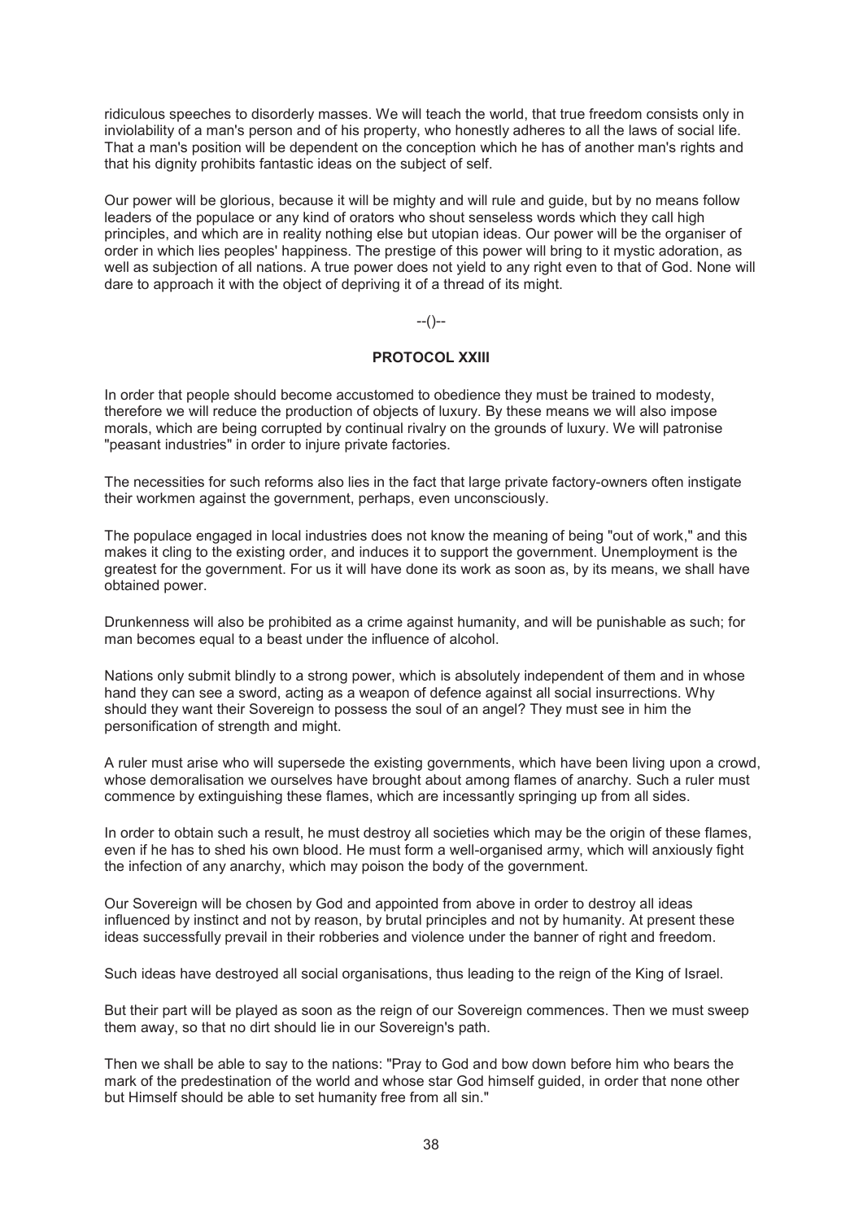ridiculous speeches to disorderly masses. We will teach the world, that true freedom consists only in inviolability of a man's person and of his property, who honestly adheres to all the laws of social life. That a man's position will be dependent on the conception which he has of another man's rights and that his dignity prohibits fantastic ideas on the subject of self.

Our power will be glorious, because it will be mighty and will rule and guide, but by no means follow leaders of the populace or any kind of orators who shout senseless words which they call high principles, and which are in reality nothing else but utopian ideas. Our power will be the organiser of order in which lies peoples' happiness. The prestige of this power will bring to it mystic adoration, as well as subjection of all nations. A true power does not yield to any right even to that of God. None will dare to approach it with the object of depriving it of a thread of its might.

--()--

## PROTOCOL XXIII

In order that people should become accustomed to obedience they must be trained to modesty, therefore we will reduce the production of objects of luxury. By these means we will also impose morals, which are being corrupted by continual rivalry on the grounds of luxury. We will patronise "peasant industries" in order to injure private factories.

The necessities for such reforms also lies in the fact that large private factory-owners often instigate their workmen against the government, perhaps, even unconsciously.

The populace engaged in local industries does not know the meaning of being "out of work," and this makes it cling to the existing order, and induces it to support the government. Unemployment is the greatest for the government. For us it will have done its work as soon as, by its means, we shall have obtained power.

Drunkenness will also be prohibited as a crime against humanity, and will be punishable as such; for man becomes equal to a beast under the influence of alcohol.

Nations only submit blindly to a strong power, which is absolutely independent of them and in whose hand they can see a sword, acting as a weapon of defence against all social insurrections. Why should they want their Sovereign to possess the soul of an angel? They must see in him the personification of strength and might.

A ruler must arise who will supersede the existing governments, which have been living upon a crowd, whose demoralisation we ourselves have brought about among flames of anarchy. Such a ruler must commence by extinguishing these flames, which are incessantly springing up from all sides.

In order to obtain such a result, he must destroy all societies which may be the origin of these flames, even if he has to shed his own blood. He must form a well-organised army, which will anxiously fight the infection of any anarchy, which may poison the body of the government.

Our Sovereign will be chosen by God and appointed from above in order to destroy all ideas influenced by instinct and not by reason, by brutal principles and not by humanity. At present these ideas successfully prevail in their robberies and violence under the banner of right and freedom.

Such ideas have destroyed all social organisations, thus leading to the reign of the King of Israel.

But their part will be played as soon as the reign of our Sovereign commences. Then we must sweep them away, so that no dirt should lie in our Sovereign's path.

Then we shall be able to say to the nations: "Pray to God and bow down before him who bears the mark of the predestination of the world and whose star God himself guided, in order that none other but Himself should be able to set humanity free from all sin."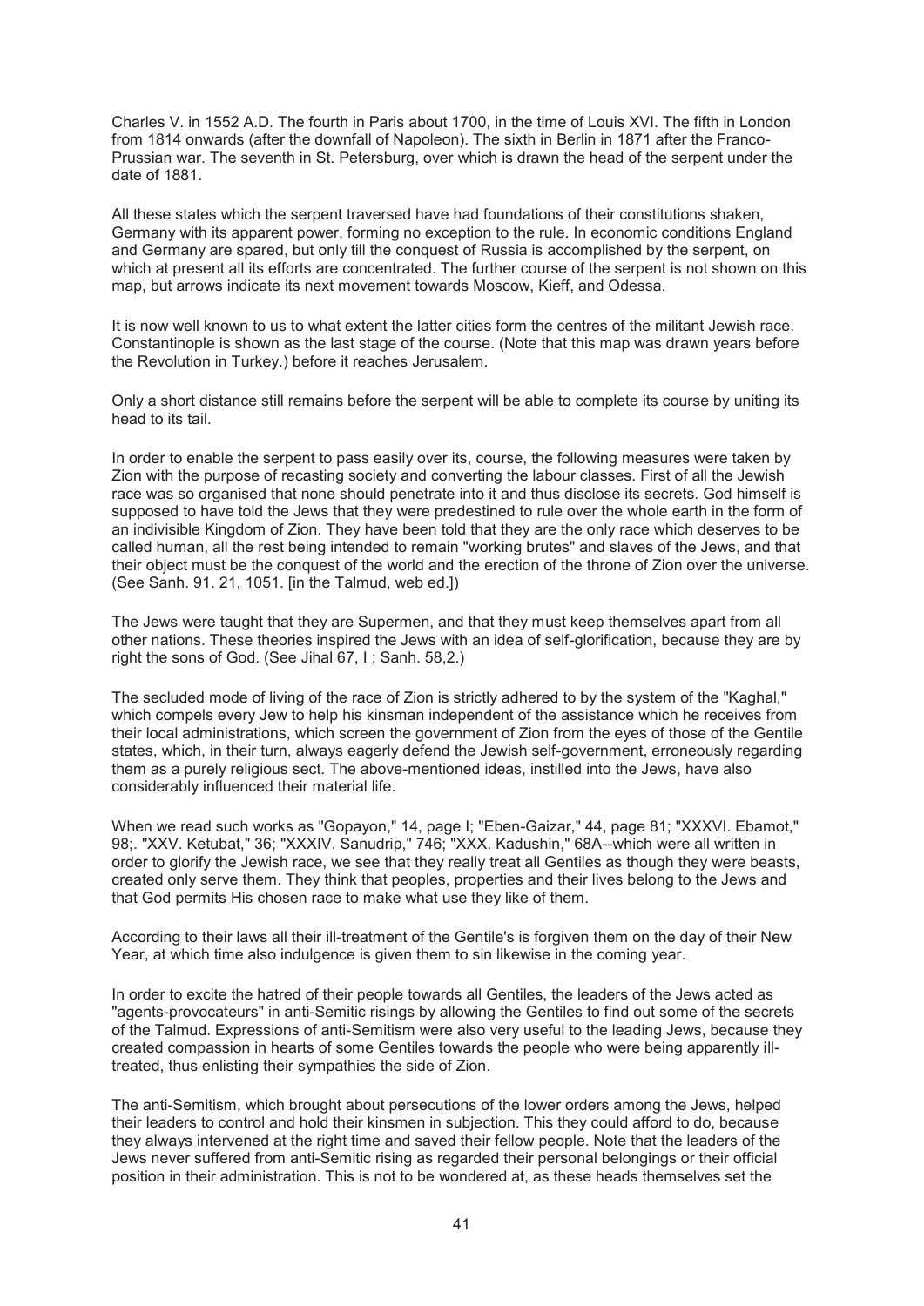Charles V. in 1552 A.D. The fourth in Paris about 1700, in the time of Louis XVI. The fifth in London from 1814 onwards (after the downfall of Napoleon). The sixth in Berlin in 1871 after the Franco-Prussian war. The seventh in St. Petersburg, over which is drawn the head of the serpent under the date of 1881.

All these states which the serpent traversed have had foundations of their constitutions shaken, Germany with its apparent power, forming no exception to the rule. In economic conditions England and Germany are spared, but only till the conquest of Russia is accomplished by the serpent, on which at present all its efforts are concentrated. The further course of the serpent is not shown on this map, but arrows indicate its next movement towards Moscow, Kieff, and Odessa.

It is now well known to us to what extent the latter cities form the centres of the militant Jewish race. Constantinople is shown as the last stage of the course. (Note that this map was drawn years before the Revolution in Turkey.) before it reaches Jerusalem.

Only a short distance still remains before the serpent will be able to complete its course by uniting its head to its tail.

In order to enable the serpent to pass easily over its, course, the following measures were taken by Zion with the purpose of recasting society and converting the labour classes. First of all the Jewish race was so organised that none should penetrate into it and thus disclose its secrets. God himself is supposed to have told the Jews that they were predestined to rule over the whole earth in the form of an indivisible Kingdom of Zion. They have been told that they are the only race which deserves to be called human, all the rest being intended to remain "working brutes" and slaves of the Jews, and that their object must be the conquest of the world and the erection of the throne of Zion over the universe. (See Sanh. 91. 21, 1051. [in the Talmud, web ed.])

The Jews were taught that they are Supermen, and that they must keep themselves apart from all other nations. These theories inspired the Jews with an idea of self-glorification, because they are by right the sons of God. (See Jihal 67, I ; Sanh. 58,2.)

The secluded mode of living of the race of Zion is strictly adhered to by the system of the "Kaghal," which compels every Jew to help his kinsman independent of the assistance which he receives from their local administrations, which screen the government of Zion from the eyes of those of the Gentile states, which, in their turn, always eagerly defend the Jewish self-government, erroneously regarding them as a purely religious sect. The above-mentioned ideas, instilled into the Jews, have also considerably influenced their material life.

When we read such works as "Gopayon," 14, page I; "Eben-Gaizar," 44, page 81; "XXXVI. Ebamot," 98;. "XXV. Ketubat," 36; "XXXIV. Sanudrip," 746; "XXX. Kadushin," 68A--which were all written in order to glorify the Jewish race, we see that they really treat all Gentiles as though they were beasts, created only serve them. They think that peoples, properties and their lives belong to the Jews and that God permits His chosen race to make what use they like of them.

According to their laws all their ill-treatment of the Gentile's is forgiven them on the day of their New Year, at which time also indulgence is given them to sin likewise in the coming year.

In order to excite the hatred of their people towards all Gentiles, the leaders of the Jews acted as "agents-provocateurs" in anti-Semitic risings by allowing the Gentiles to find out some of the secrets of the Talmud. Expressions of anti-Semitism were also very useful to the leading Jews, because they created compassion in hearts of some Gentiles towards the people who were being apparently ill-treated, thus enlisting their sympathies the side of Zion.

The anti-Semitism, which brought about persecutions of the lower orders among the Jews, helped their leaders to control and hold their kinsmen in subjection. This they could afford to do, because they always intervened at the right time and saved their fellow people. Note that the leaders of the Jews never suffered from anti-Semitic rising as regarded their personal belongings or their official position in their administration. This is not to be wondered at, as these heads themselves set the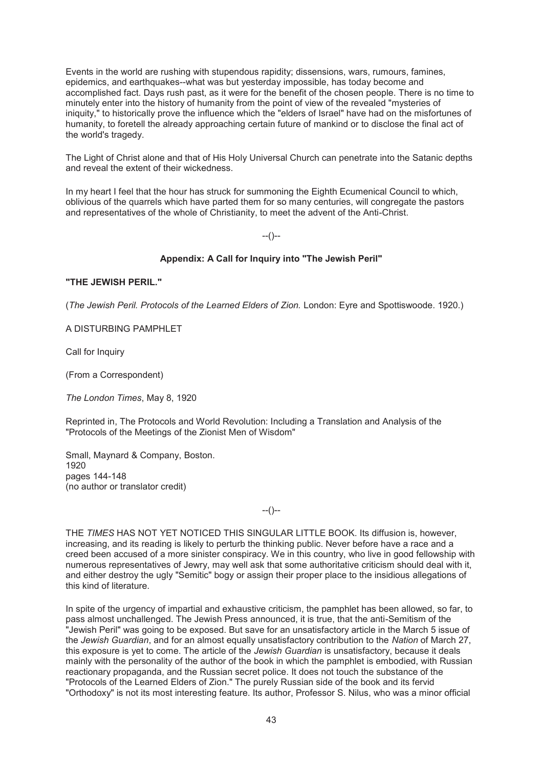Events in the world are rushing with stupendous rapidity; dissensions, wars, rumours, famines, epidemics, and earthquakes--what was but yesterday impossible, has today become and accomplished fact. Days rush past, as it were for the benefit of the chosen people. There is no time to minutely enter into the history of humanity from the point of view of the revealed "mysteries of iniquity," to historically prove the influence which the "elders of Israel" have had on the misfortunes of humanity, to foretell the already approaching certain future of mankind or to disclose the final act of the world's tragedy.

The Light of Christ alone and that of His Holy Universal Church can penetrate into the Satanic depths and reveal the extent of their wickedness.

In my heart I feel that the hour has struck for summoning the Eighth Ecumenical Council to which, oblivious of the quarrels which have parted them for so many centuries, will congregate the pastors and representatives of the whole of Christianity, to meet the advent of the Anti-Christ.

--()--

### Appendix: A Call for Inquiry into "The Jewish Peril"

**"THE JEWISH PERIL."**

(*The Jewish Peril. Protocols of the Learned Elders of Zion.* London: Eyre and Spottiswoode. 1920.)

A DISTURBING PAMPHLET

Call for Inquiry

(From a Correspondent)

*The London Times*, May 8, 1920

Reprinted in, The Protocols and World Revolution: Including a Translation and Analysis of the "Protocols of the Meetings of the Zionist Men of Wisdom"

Small, Maynard & Company, Boston.
1920
pages 144-148
(no author or translator credit)

--()--

THE *TIMES* HAS NOT YET NOTICED THIS SINGULAR LITTLE BOOK. Its diffusion is, however, increasing, and its reading is likely to perturb the thinking public. Never before have a race and a creed been accused of a more sinister conspiracy. We in this country, who live in good fellowship with numerous representatives of Jewry, may well ask that some authoritative criticism should deal with it, and either destroy the ugly "Semitic" bogy or assign their proper place to the insidious allegations of this kind of literature.

In spite of the urgency of impartial and exhaustive criticism, the pamphlet has been allowed, so far, to pass almost unchallenged. The Jewish Press announced, it is true, that the anti-Semitism of the "Jewish Peril" was going to be exposed. But save for an unsatisfactory article in the March 5 issue of the *Jewish Guardian*, and for an almost equally unsatisfactory contribution to the *Nation* of March 27, this exposure is yet to come. The article of the *Jewish Guardian* is unsatisfactory, because it deals mainly with the personality of the author of the book in which the pamphlet is embodied, with Russian reactionary propaganda, and the Russian secret police. It does not touch the substance of the "Protocols of the Learned Elders of Zion." The purely Russian side of the book and its fervid "Orthodoxy" is not its most interesting feature. Its author, Professor S. Nilus, who was a minor official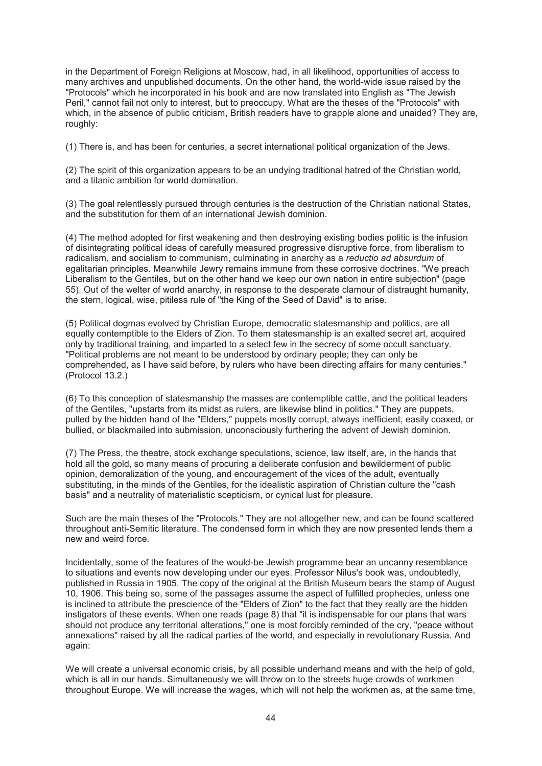in the Department of Foreign Religions at Moscow, had, in all likelihood, opportunities of access to many archives and unpublished documents. On the other hand, the world-wide issue raised by the "Protocols" which he incorporated in his book and are now translated into English as "The Jewish Peril," cannot fail not only to interest, but to preoccupy. What are the theses of the "Protocols" with which, in the absence of public criticism, British readers have to grapple alone and unaided? They are, roughly:

(1) There is, and has been for centuries, a secret international political organization of the Jews.

(2) The spirit of this organization appears to be an undying traditional hatred of the Christian world, and a titanic ambition for world domination.

(3) The goal relentlessly pursued through centuries is the destruction of the Christian national States, and the substitution for them of an international Jewish dominion.

(4) The method adopted for first weakening and then destroying existing bodies politic is the infusion of disintegrating political ideas of carefully measured progressive disruptive force, from liberalism to radicalism, and socialism to communism, culminating in anarchy as a *reductio ad absurdum* of egalitarian principles. Meanwhile Jewry remains immune from these corrosive doctrines. "We preach Liberalism to the Gentiles, but on the other hand we keep our own nation in entire subjection" (page 55). Out of the welter of world anarchy, in response to the desperate clamour of distraught humanity, the stern, logical, wise, pitiless rule of "the King of the Seed of David" is to arise.

(5) Political dogmas evolved by Christian Europe, democratic statesmanship and politics, are all equally contemptible to the Elders of Zion. To them statesmanship is an exalted secret art, acquired only by traditional training, and imparted to a select few in the secrecy of some occult sanctuary. "Political problems are not meant to be understood by ordinary people; they can only be comprehended, as I have said before, by rulers who have been directing affairs for many centuries." (Protocol 13.2.)

(6) To this conception of statesmanship the masses are contemptible cattle, and the political leaders of the Gentiles, "upstarts from its midst as rulers, are likewise blind in politics." They are puppets, pulled by the hidden hand of the "Elders," puppets mostly corrupt, always inefficient, easily coaxed, or bullied, or blackmailed into submission, unconsciously furthering the advent of Jewish dominion.

(7) The Press, the theatre, stock exchange speculations, science, law itself, are, in the hands that hold all the gold, so many means of procuring a deliberate confusion and bewilderment of public opinion, demoralization of the young, and encouragement of the vices of the adult, eventually substituting, in the minds of the Gentiles, for the idealistic aspiration of Christian culture the "cash basis" and a neutrality of materialistic scepticism, or cynical lust for pleasure.

Such are the main theses of the "Protocols." They are not altogether new, and can be found scattered throughout anti-Semitic literature. The condensed form in which they are now presented lends them a new and weird force.

Incidentally, some of the features of the would-be Jewish programme bear an uncanny resemblance to situations and events now developing under our eyes. Professor Nilus's book was, undoubtedly, published in Russia in 1905. The copy of the original at the British Museum bears the stamp of August 10, 1906. This being so, some of the passages assume the aspect of fulfilled prophecies, unless one is inclined to attribute the prescience of the "Elders of Zion" to the fact that they really are the hidden instigators of these events. When one reads (page 8) that "it is indispensable for our plans that wars should not produce any territorial alterations," one is most forcibly reminded of the cry, "peace without annexations" raised by all the radical parties of the world, and especially in revolutionary Russia. And again:

We will create a universal economic crisis, by all possible underhand means and with the help of gold, which is all in our hands. Simultaneously we will throw on to the streets huge crowds of workmen throughout Europe. We will increase the wages, which will not help the workmen as, at the same time,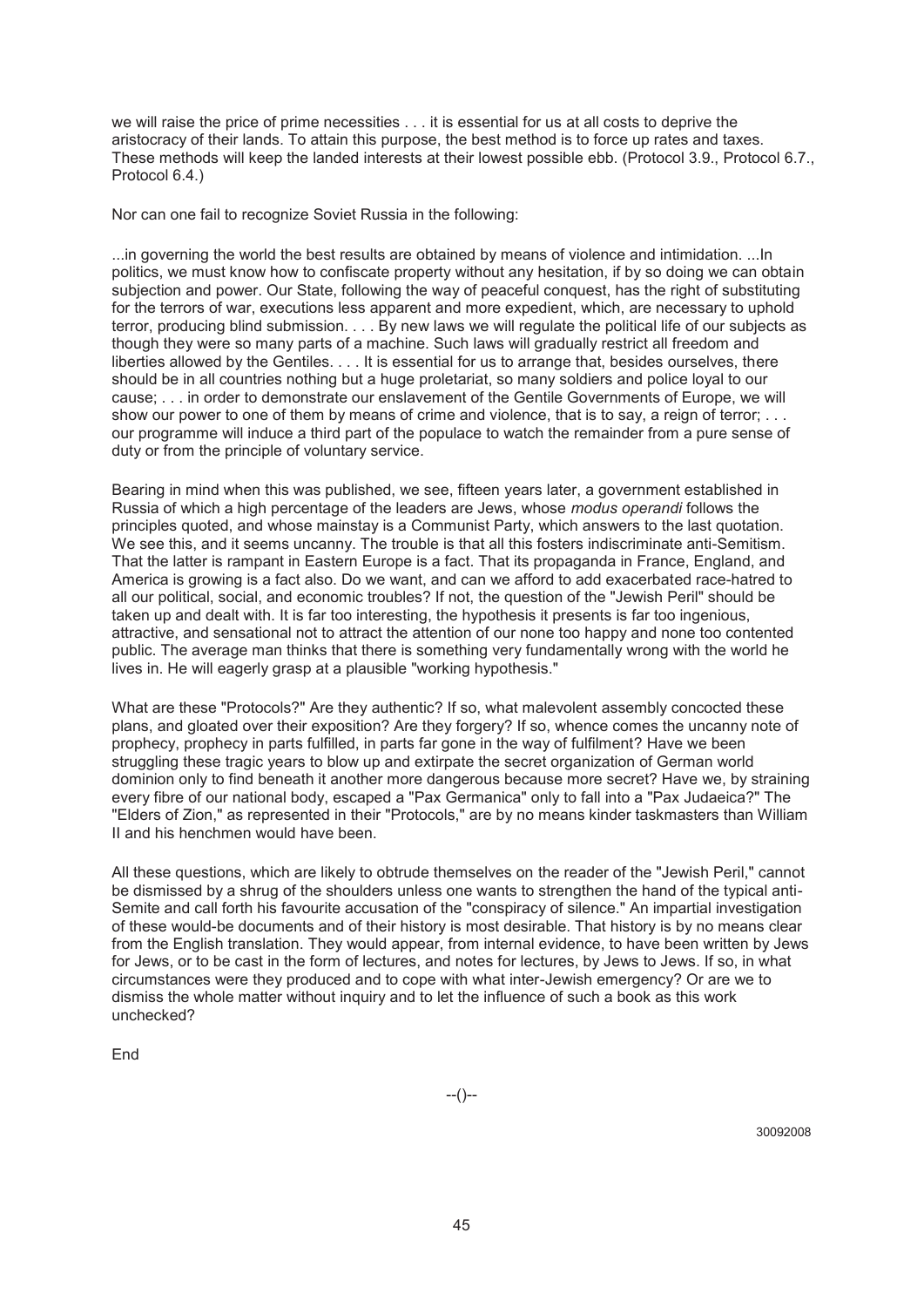we will raise the price of prime necessities . . . it is essential for us at all costs to deprive the aristocracy of their lands. To attain this purpose, the best method is to force up rates and taxes. These methods will keep the landed interests at their lowest possible ebb. (Protocol 3.9., Protocol 6.7., Protocol 6.4.)

Nor can one fail to recognize Soviet Russia in the following:

...in governing the world the best results are obtained by means of violence and intimidation. ...In politics, we must know how to confiscate property without any hesitation, if by so doing we can obtain subjection and power. Our State, following the way of peaceful conquest, has the right of substituting for the terrors of war, executions less apparent and more expedient, which, are necessary to uphold terror, producing blind submission. . . . By new laws we will regulate the political life of our subjects as though they were so many parts of a machine. Such laws will gradually restrict all freedom and liberties allowed by the Gentiles. . . . It is essential for us to arrange that, besides ourselves, there should be in all countries nothing but a huge proletariat, so many soldiers and police loyal to our cause; . . . in order to demonstrate our enslavement of the Gentile Governments of Europe, we will show our power to one of them by means of crime and violence, that is to say, a reign of terror; . . . our programme will induce a third part of the populace to watch the remainder from a pure sense of duty or from the principle of voluntary service.

Bearing in mind when this was published, we see, fifteen years later, a government established in Russia of which a high percentage of the leaders are Jews, whose *modus operandi* follows the principles quoted, and whose mainstay is a Communist Party, which answers to the last quotation. We see this, and it seems uncanny. The trouble is that all this fosters indiscriminate anti-Semitism. That the latter is rampant in Eastern Europe is a fact. That its propaganda in France, England, and America is growing is a fact also. Do we want, and can we afford to add exacerbated race-hatred to all our political, social, and economic troubles? If not, the question of the "Jewish Peril" should be taken up and dealt with. It is far too interesting, the hypothesis it presents is far too ingenious, attractive, and sensational not to attract the attention of our none too happy and none too contented public. The average man thinks that there is something very fundamentally wrong with the world he lives in. He will eagerly grasp at a plausible "working hypothesis."

What are these "Protocols?" Are they authentic? If so, what malevolent assembly concocted these plans, and gloated over their exposition? Are they forgery? If so, whence comes the uncanny note of prophecy, prophecy in parts fulfilled, in parts far gone in the way of fulfilment? Have we been struggling these tragic years to blow up and extirpate the secret organization of German world dominion only to find beneath it another more dangerous because more secret? Have we, by straining every fibre of our national body, escaped a "Pax Germanica" only to fall into a "Pax Judaeica?" The "Elders of Zion," as represented in their "Protocols," are by no means kinder taskmasters than William II and his henchmen would have been.

All these questions, which are likely to obtrude themselves on the reader of the "Jewish Peril," cannot be dismissed by a shrug of the shoulders unless one wants to strengthen the hand of the typical anti-Semite and call forth his favourite accusation of the "conspiracy of silence." An impartial investigation of these would-be documents and of their history is most desirable. That history is by no means clear from the English translation. They would appear, from internal evidence, to have been written by Jews for Jews, or to be cast in the form of lectures, and notes for lectures, by Jews to Jews. If so, in what circumstances were they produced and to cope with what inter-Jewish emergency? Or are we to dismiss the whole matter without inquiry and to let the influence of such a book as this work unchecked?

End

--()--

30092008